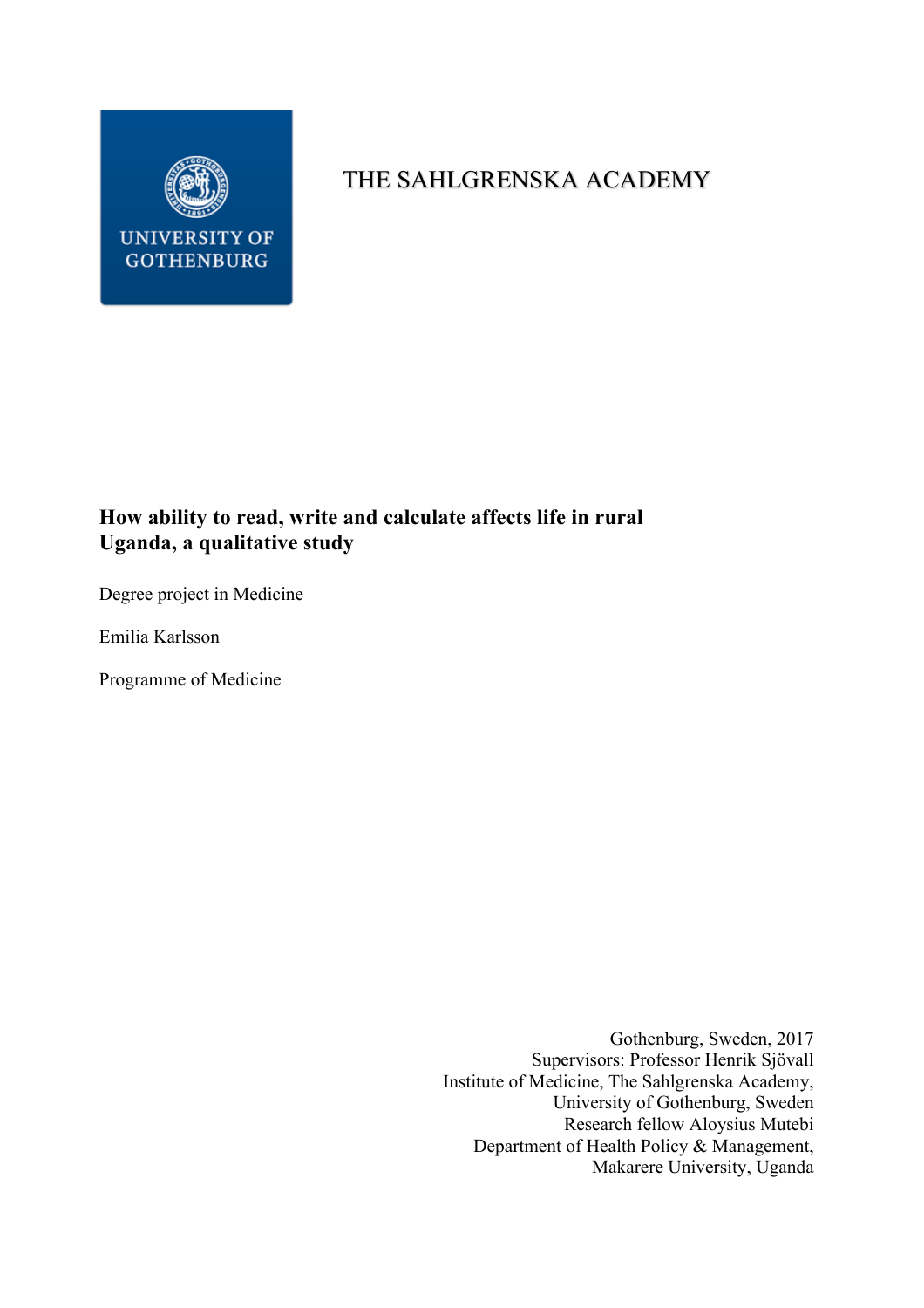UNIVERSITY OF GOTHENBURG

THE SAHLGRENSKA ACADEMY

**How ability to read, write and calculate affects life in rural Uganda, a qualitative study**

Degree project in Medicine

Emilia Karlsson

Programme of Medicine

Gothenburg, Sweden, 2017
Supervisors: Professor Henrik Sjövall
Institute of Medicine, The Sahlgrenska Academy,
University of Gothenburg, Sweden
Research fellow Aloysius Mutebi
Department of Health Policy & Management,
Makarere University, Uganda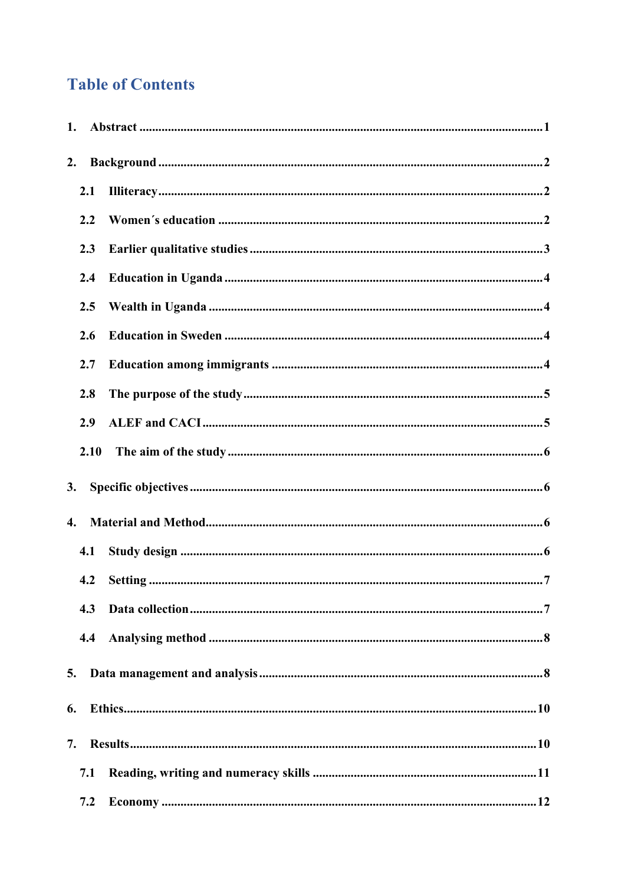# Table of Contents

1. Abstract ........................................................................................................................1

2. Background ...................................................................................................................2

   2.1 Illiteracy ...................................................................................................................2

   2.2 Women´s education ..................................................................................................2

   2.3 Earlier qualitative studies ..........................................................................................3

   2.4 Education in Uganda .................................................................................................4

   2.5 Wealth in Uganda ......................................................................................................4

   2.6 Education in Sweden .................................................................................................4

   2.7 Education among immigrants ....................................................................................4

   2.8 The purpose of the study ...........................................................................................5

   2.9 ALEF and CACI .........................................................................................................5

   2.10 The aim of the study ................................................................................................6

3. Specific objectives .........................................................................................................6

4. Material and Method ......................................................................................................6

   4.1 Study design ..............................................................................................................6

   4.2 Setting .......................................................................................................................7

   4.3 Data collection ...........................................................................................................7

   4.4 Analysing method ......................................................................................................8

5. Data management and analysis ....................................................................................8

6. Ethics ............................................................................................................................10

7. Results ..........................................................................................................................10

   7.1 Reading, writing and numeracy skills ......................................................................11

   7.2 Economy .................................................................................................................12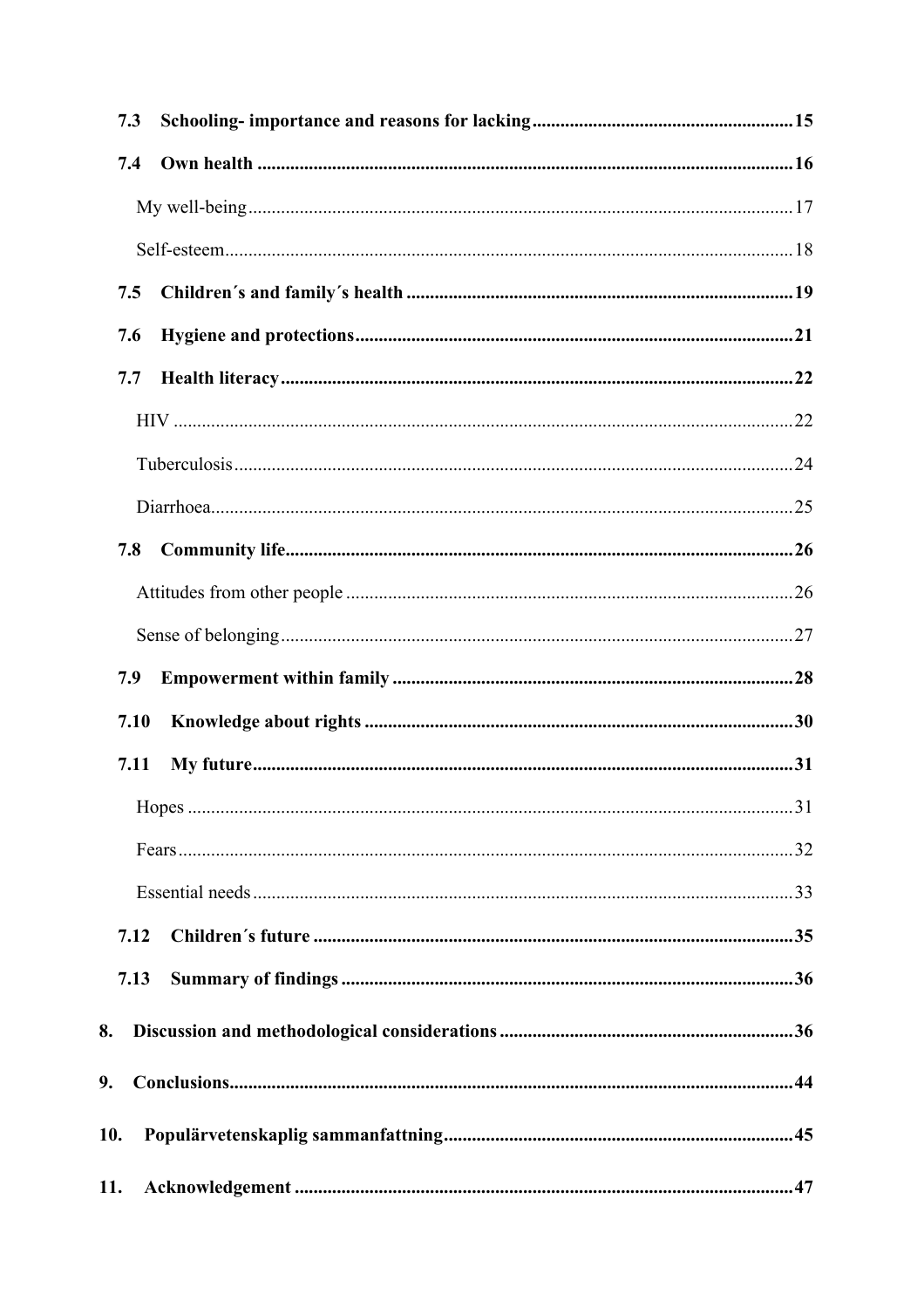**7.3 Schooling- importance and reasons for lacking** ....... 15

**7.4 Own health** ....... 16

My well-being ....... 17

Self-esteem ....... 18

**7.5 Children´s and family´s health** ....... 19

**7.6 Hygiene and protections** ....... 21

**7.7 Health literacy** ....... 22

HIV ....... 22

Tuberculosis ....... 24

Diarrhoea ....... 25

**7.8 Community life** ....... 26

Attitudes from other people ....... 26

Sense of belonging ....... 27

**7.9 Empowerment within family** ....... 28

**7.10 Knowledge about rights** ....... 30

**7.11 My future** ....... 31

Hopes ....... 31

Fears ....... 32

Essential needs ....... 33

**7.12 Children´s future** ....... 35

**7.13 Summary of findings** ....... 36

**8. Discussion and methodological considerations** ....... 36

**9. Conclusions** ....... 44

**10. Populärvetenskaplig sammanfattning** ....... 45

**11. Acknowledgement** ....... 47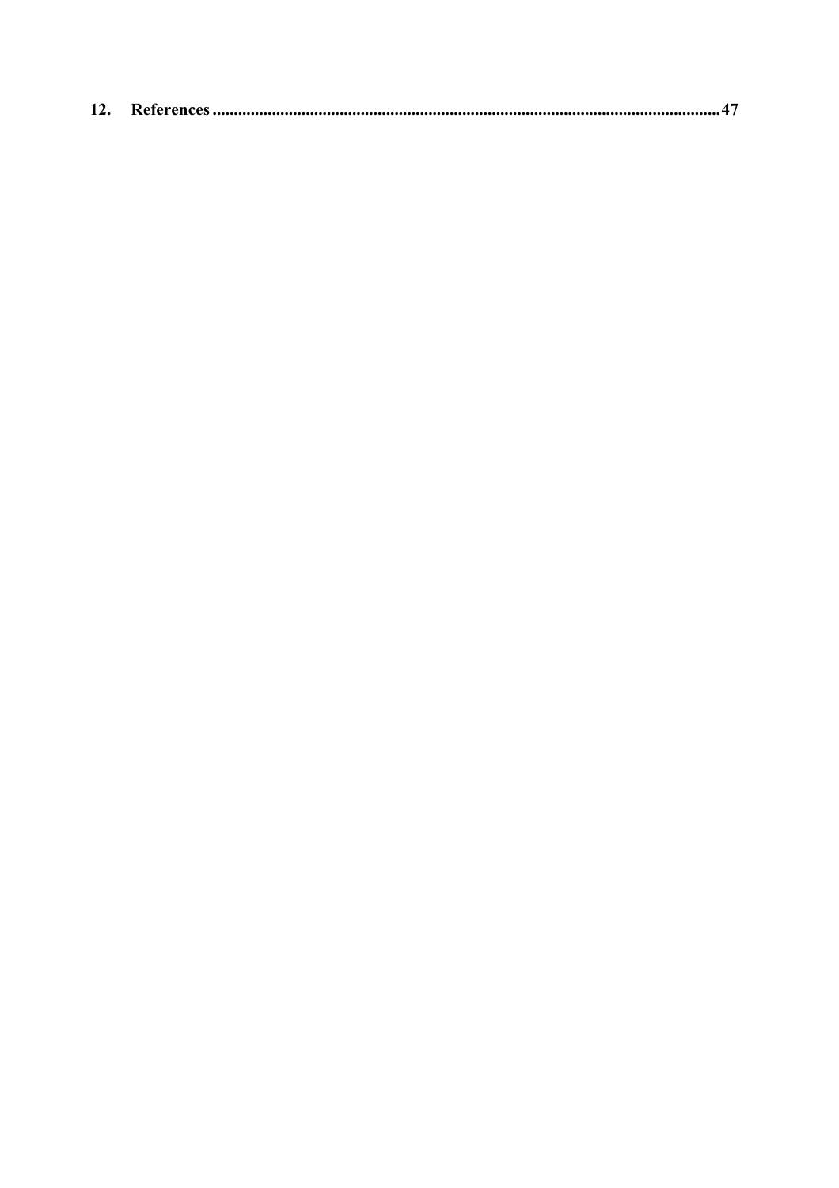**12. References ......................................................................................................................47**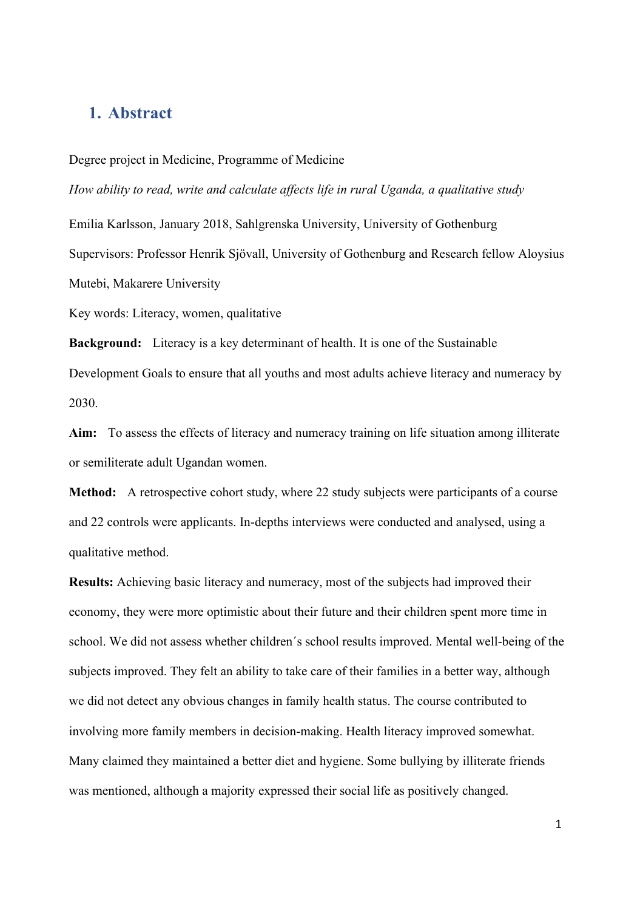# 1. Abstract

Degree project in Medicine, Programme of Medicine

*How ability to read, write and calculate affects life in rural Uganda, a qualitative study*

Emilia Karlsson, January 2018, Sahlgrenska University, University of Gothenburg

Supervisors: Professor Henrik Sjövall, University of Gothenburg and Research fellow Aloysius Mutebi, Makarere University

Key words: Literacy, women, qualitative

**Background:** Literacy is a key determinant of health. It is one of the Sustainable Development Goals to ensure that all youths and most adults achieve literacy and numeracy by 2030.

**Aim:** To assess the effects of literacy and numeracy training on life situation among illiterate or semiliterate adult Ugandan women.

**Method:** A retrospective cohort study, where 22 study subjects were participants of a course and 22 controls were applicants. In-depths interviews were conducted and analysed, using a qualitative method.

**Results:** Achieving basic literacy and numeracy, most of the subjects had improved their economy, they were more optimistic about their future and their children spent more time in school. We did not assess whether children´s school results improved. Mental well-being of the subjects improved. They felt an ability to take care of their families in a better way, although we did not detect any obvious changes in family health status. The course contributed to involving more family members in decision-making. Health literacy improved somewhat. Many claimed they maintained a better diet and hygiene. Some bullying by illiterate friends was mentioned, although a majority expressed their social life as positively changed.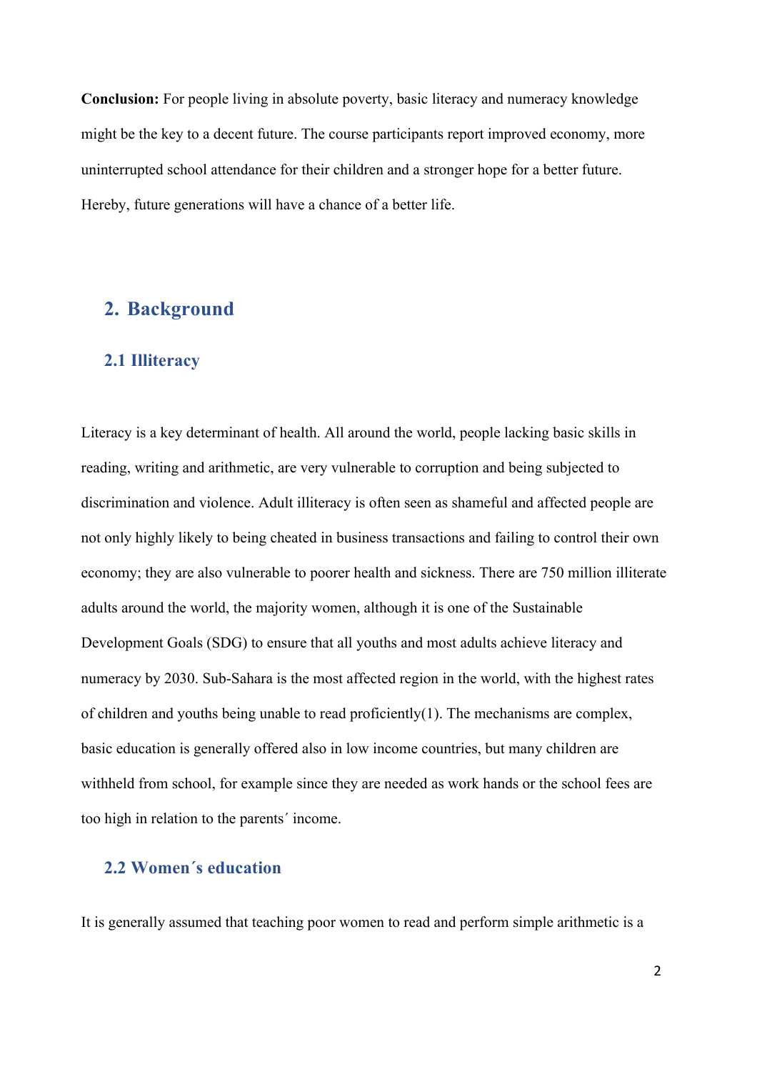**Conclusion:** For people living in absolute poverty, basic literacy and numeracy knowledge might be the key to a decent future. The course participants report improved economy, more uninterrupted school attendance for their children and a stronger hope for a better future. Hereby, future generations will have a chance of a better life.

## 2. Background

### 2.1 Illiteracy

Literacy is a key determinant of health. All around the world, people lacking basic skills in reading, writing and arithmetic, are very vulnerable to corruption and being subjected to discrimination and violence. Adult illiteracy is often seen as shameful and affected people are not only highly likely to being cheated in business transactions and failing to control their own economy; they are also vulnerable to poorer health and sickness. There are 750 million illiterate adults around the world, the majority women, although it is one of the Sustainable Development Goals (SDG) to ensure that all youths and most adults achieve literacy and numeracy by 2030. Sub-Sahara is the most affected region in the world, with the highest rates of children and youths being unable to read proficiently(1). The mechanisms are complex, basic education is generally offered also in low income countries, but many children are withheld from school, for example since they are needed as work hands or the school fees are too high in relation to the parents´ income.

### 2.2 Women´s education

It is generally assumed that teaching poor women to read and perform simple arithmetic is a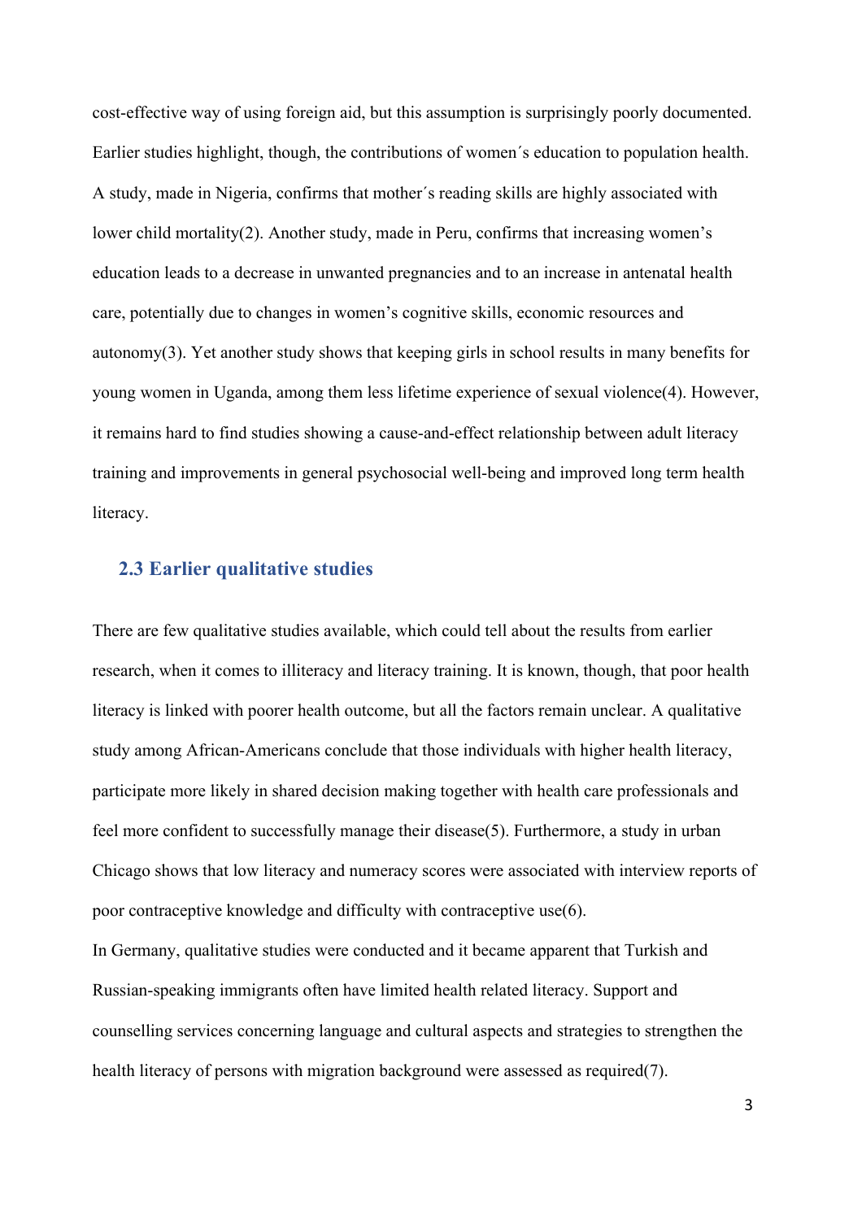cost-effective way of using foreign aid, but this assumption is surprisingly poorly documented. Earlier studies highlight, though, the contributions of women´s education to population health. A study, made in Nigeria, confirms that mother´s reading skills are highly associated with lower child mortality(2). Another study, made in Peru, confirms that increasing women's education leads to a decrease in unwanted pregnancies and to an increase in antenatal health care, potentially due to changes in women's cognitive skills, economic resources and autonomy(3). Yet another study shows that keeping girls in school results in many benefits for young women in Uganda, among them less lifetime experience of sexual violence(4). However, it remains hard to find studies showing a cause-and-effect relationship between adult literacy training and improvements in general psychosocial well-being and improved long term health literacy.

### 2.3 Earlier qualitative studies

There are few qualitative studies available, which could tell about the results from earlier research, when it comes to illiteracy and literacy training. It is known, though, that poor health literacy is linked with poorer health outcome, but all the factors remain unclear. A qualitative study among African-Americans conclude that those individuals with higher health literacy, participate more likely in shared decision making together with health care professionals and feel more confident to successfully manage their disease(5). Furthermore, a study in urban Chicago shows that low literacy and numeracy scores were associated with interview reports of poor contraceptive knowledge and difficulty with contraceptive use(6).

In Germany, qualitative studies were conducted and it became apparent that Turkish and Russian-speaking immigrants often have limited health related literacy. Support and counselling services concerning language and cultural aspects and strategies to strengthen the health literacy of persons with migration background were assessed as required(7).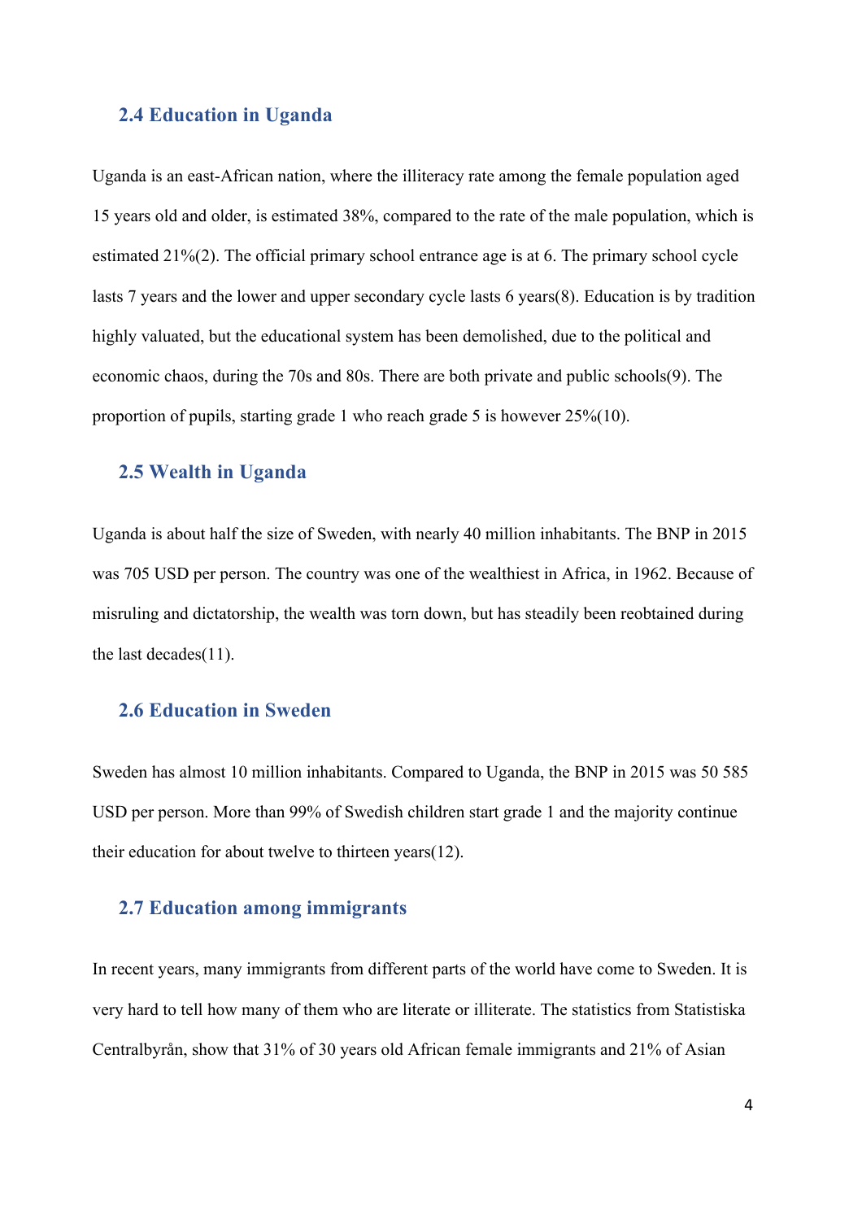## 2.4 Education in Uganda

Uganda is an east-African nation, where the illiteracy rate among the female population aged 15 years old and older, is estimated 38%, compared to the rate of the male population, which is estimated 21%(2). The official primary school entrance age is at 6. The primary school cycle lasts 7 years and the lower and upper secondary cycle lasts 6 years(8). Education is by tradition highly valuated, but the educational system has been demolished, due to the political and economic chaos, during the 70s and 80s. There are both private and public schools(9). The proportion of pupils, starting grade 1 who reach grade 5 is however 25%(10).

## 2.5 Wealth in Uganda

Uganda is about half the size of Sweden, with nearly 40 million inhabitants. The BNP in 2015 was 705 USD per person. The country was one of the wealthiest in Africa, in 1962. Because of misruling and dictatorship, the wealth was torn down, but has steadily been reobtained during the last decades(11).

## 2.6 Education in Sweden

Sweden has almost 10 million inhabitants. Compared to Uganda, the BNP in 2015 was 50 585 USD per person. More than 99% of Swedish children start grade 1 and the majority continue their education for about twelve to thirteen years(12).

## 2.7 Education among immigrants

In recent years, many immigrants from different parts of the world have come to Sweden. It is very hard to tell how many of them who are literate or illiterate. The statistics from Statistiska Centralbyrån, show that 31% of 30 years old African female immigrants and 21% of Asian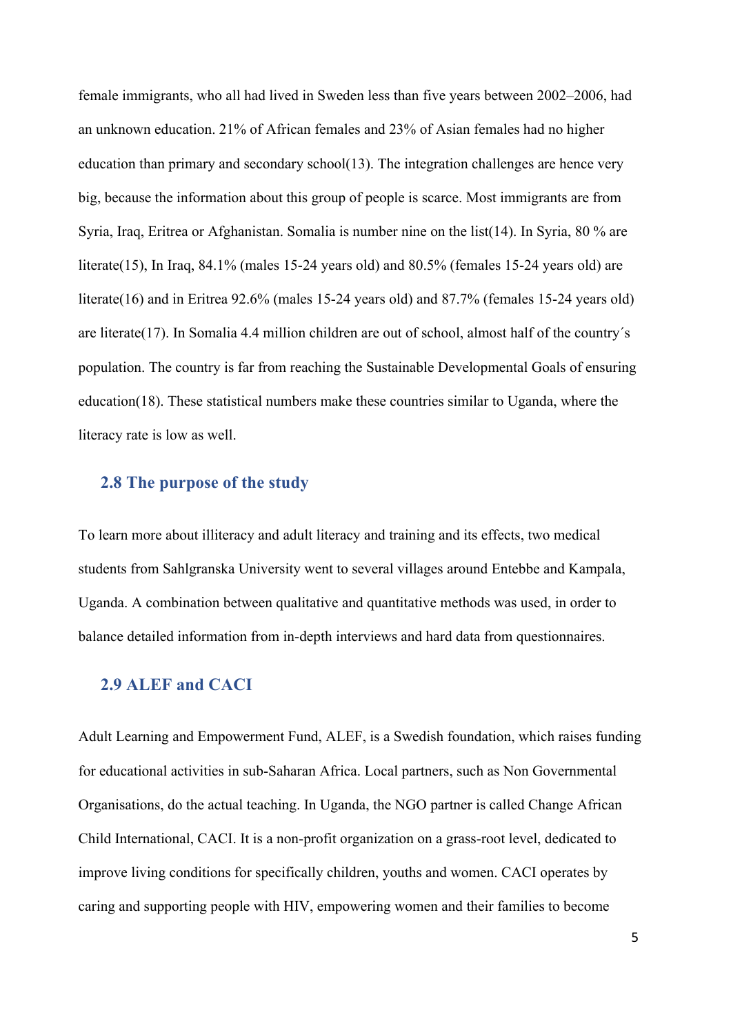female immigrants, who all had lived in Sweden less than five years between 2002–2006, had an unknown education. 21% of African females and 23% of Asian females had no higher education than primary and secondary school(13). The integration challenges are hence very big, because the information about this group of people is scarce. Most immigrants are from Syria, Iraq, Eritrea or Afghanistan. Somalia is number nine on the list(14). In Syria, 80 % are literate(15), In Iraq, 84.1% (males 15-24 years old) and 80.5% (females 15-24 years old) are literate(16) and in Eritrea 92.6% (males 15-24 years old) and 87.7% (females 15-24 years old) are literate(17). In Somalia 4.4 million children are out of school, almost half of the country´s population. The country is far from reaching the Sustainable Developmental Goals of ensuring education(18). These statistical numbers make these countries similar to Uganda, where the literacy rate is low as well.

## 2.8 The purpose of the study

To learn more about illiteracy and adult literacy and training and its effects, two medical students from Sahlgranska University went to several villages around Entebbe and Kampala, Uganda. A combination between qualitative and quantitative methods was used, in order to balance detailed information from in-depth interviews and hard data from questionnaires.

## 2.9 ALEF and CACI

Adult Learning and Empowerment Fund, ALEF, is a Swedish foundation, which raises funding for educational activities in sub-Saharan Africa. Local partners, such as Non Governmental Organisations, do the actual teaching. In Uganda, the NGO partner is called Change African Child International, CACI. It is a non-profit organization on a grass-root level, dedicated to improve living conditions for specifically children, youths and women. CACI operates by caring and supporting people with HIV, empowering women and their families to become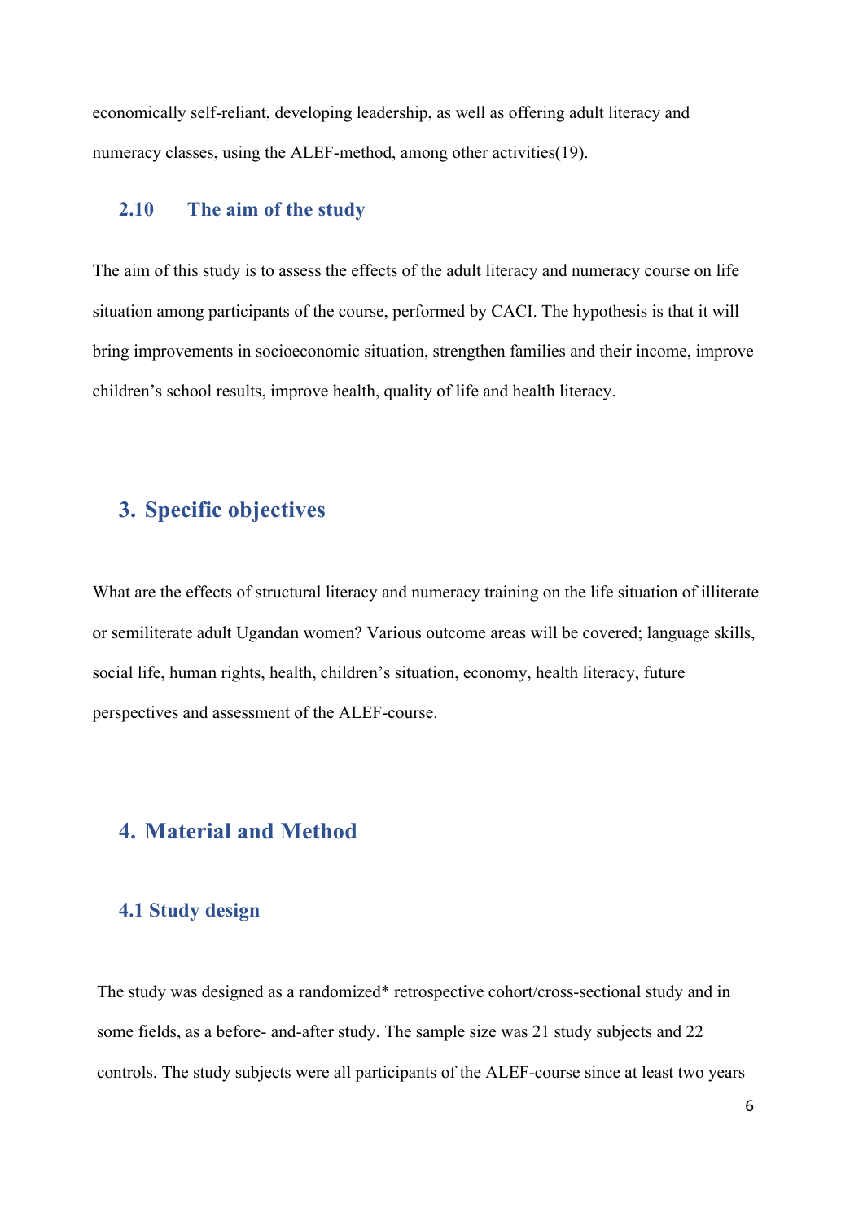economically self-reliant, developing leadership, as well as offering adult literacy and numeracy classes, using the ALEF-method, among other activities(19).

### 2.10 The aim of the study

The aim of this study is to assess the effects of the adult literacy and numeracy course on life situation among participants of the course, performed by CACI. The hypothesis is that it will bring improvements in socioeconomic situation, strengthen families and their income, improve children's school results, improve health, quality of life and health literacy.

## 3. Specific objectives

What are the effects of structural literacy and numeracy training on the life situation of illiterate or semiliterate adult Ugandan women? Various outcome areas will be covered; language skills, social life, human rights, health, children's situation, economy, health literacy, future perspectives and assessment of the ALEF-course.

## 4. Material and Method

### 4.1 Study design

The study was designed as a randomized* retrospective cohort/cross-sectional study and in some fields, as a before- and-after study. The sample size was 21 study subjects and 22 controls. The study subjects were all participants of the ALEF-course since at least two years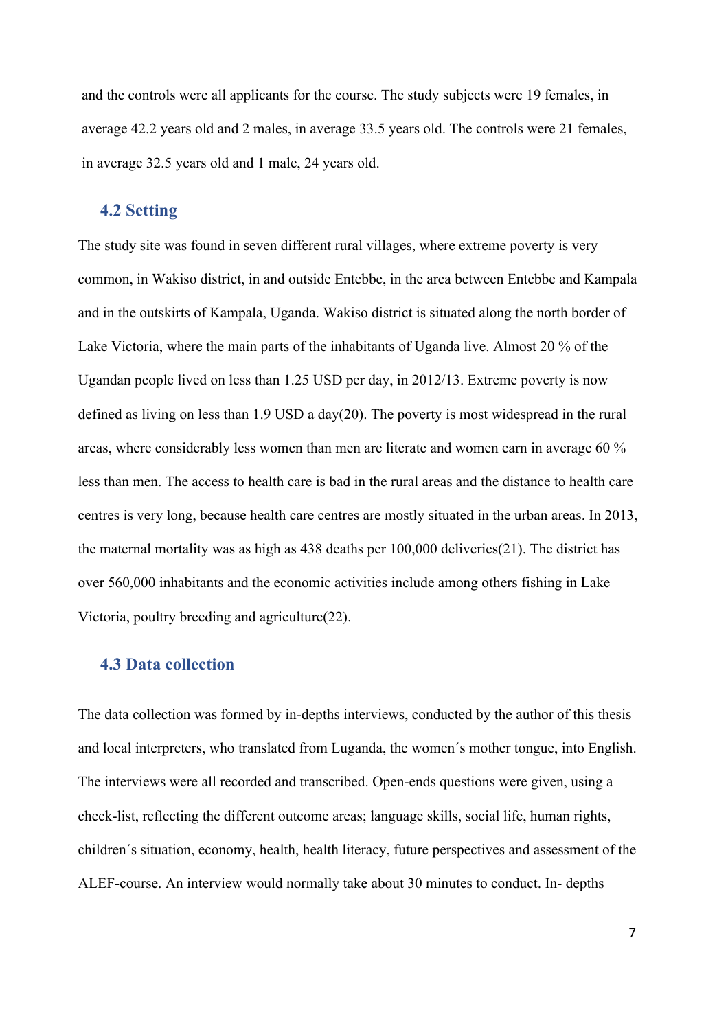and the controls were all applicants for the course. The study subjects were 19 females, in average 42.2 years old and 2 males, in average 33.5 years old. The controls were 21 females, in average 32.5 years old and 1 male, 24 years old.

## 4.2 Setting

The study site was found in seven different rural villages, where extreme poverty is very common, in Wakiso district, in and outside Entebbe, in the area between Entebbe and Kampala and in the outskirts of Kampala, Uganda. Wakiso district is situated along the north border of Lake Victoria, where the main parts of the inhabitants of Uganda live. Almost 20 % of the Ugandan people lived on less than 1.25 USD per day, in 2012/13. Extreme poverty is now defined as living on less than 1.9 USD a day(20). The poverty is most widespread in the rural areas, where considerably less women than men are literate and women earn in average 60 % less than men. The access to health care is bad in the rural areas and the distance to health care centres is very long, because health care centres are mostly situated in the urban areas. In 2013, the maternal mortality was as high as 438 deaths per 100,000 deliveries(21). The district has over 560,000 inhabitants and the economic activities include among others fishing in Lake Victoria, poultry breeding and agriculture(22).

## 4.3 Data collection

The data collection was formed by in-depths interviews, conducted by the author of this thesis and local interpreters, who translated from Luganda, the women´s mother tongue, into English. The interviews were all recorded and transcribed. Open-ends questions were given, using a check-list, reflecting the different outcome areas; language skills, social life, human rights, children´s situation, economy, health, health literacy, future perspectives and assessment of the ALEF-course. An interview would normally take about 30 minutes to conduct. In- depths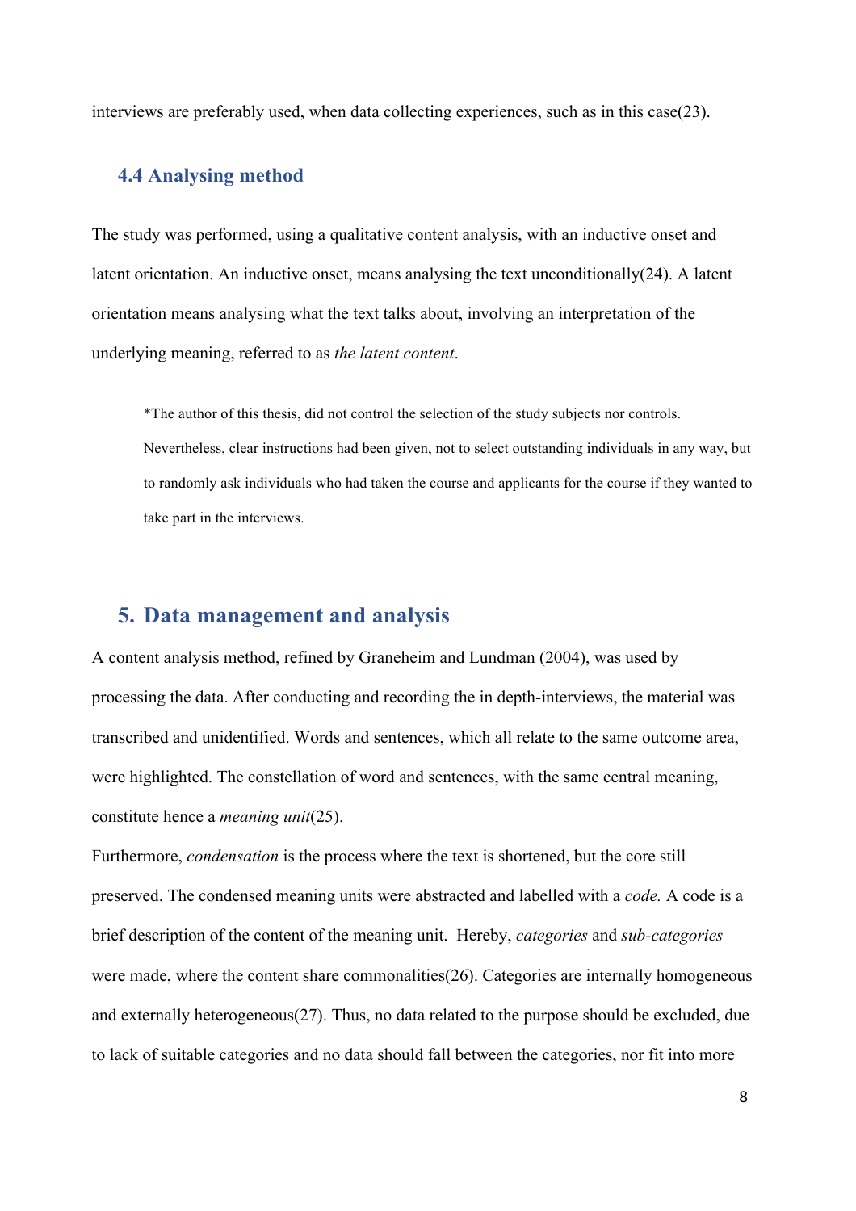interviews are preferably used, when data collecting experiences, such as in this case(23).

### 4.4 Analysing method

The study was performed, using a qualitative content analysis, with an inductive onset and latent orientation. An inductive onset, means analysing the text unconditionally(24). A latent orientation means analysing what the text talks about, involving an interpretation of the underlying meaning, referred to as *the latent content*.

> *The author of this thesis, did not control the selection of the study subjects nor controls. Nevertheless, clear instructions had been given, not to select outstanding individuals in any way, but to randomly ask individuals who had taken the course and applicants for the course if they wanted to take part in the interviews.

## 5. Data management and analysis

A content analysis method, refined by Graneheim and Lundman (2004), was used by processing the data. After conducting and recording the in depth-interviews, the material was transcribed and unidentified. Words and sentences, which all relate to the same outcome area, were highlighted. The constellation of word and sentences, with the same central meaning, constitute hence a *meaning unit*(25).

Furthermore, *condensation* is the process where the text is shortened, but the core still preserved. The condensed meaning units were abstracted and labelled with a *code.* A code is a brief description of the content of the meaning unit. Hereby, *categories* and *sub-categories* were made, where the content share commonalities(26). Categories are internally homogeneous and externally heterogeneous(27). Thus, no data related to the purpose should be excluded, due to lack of suitable categories and no data should fall between the categories, nor fit into more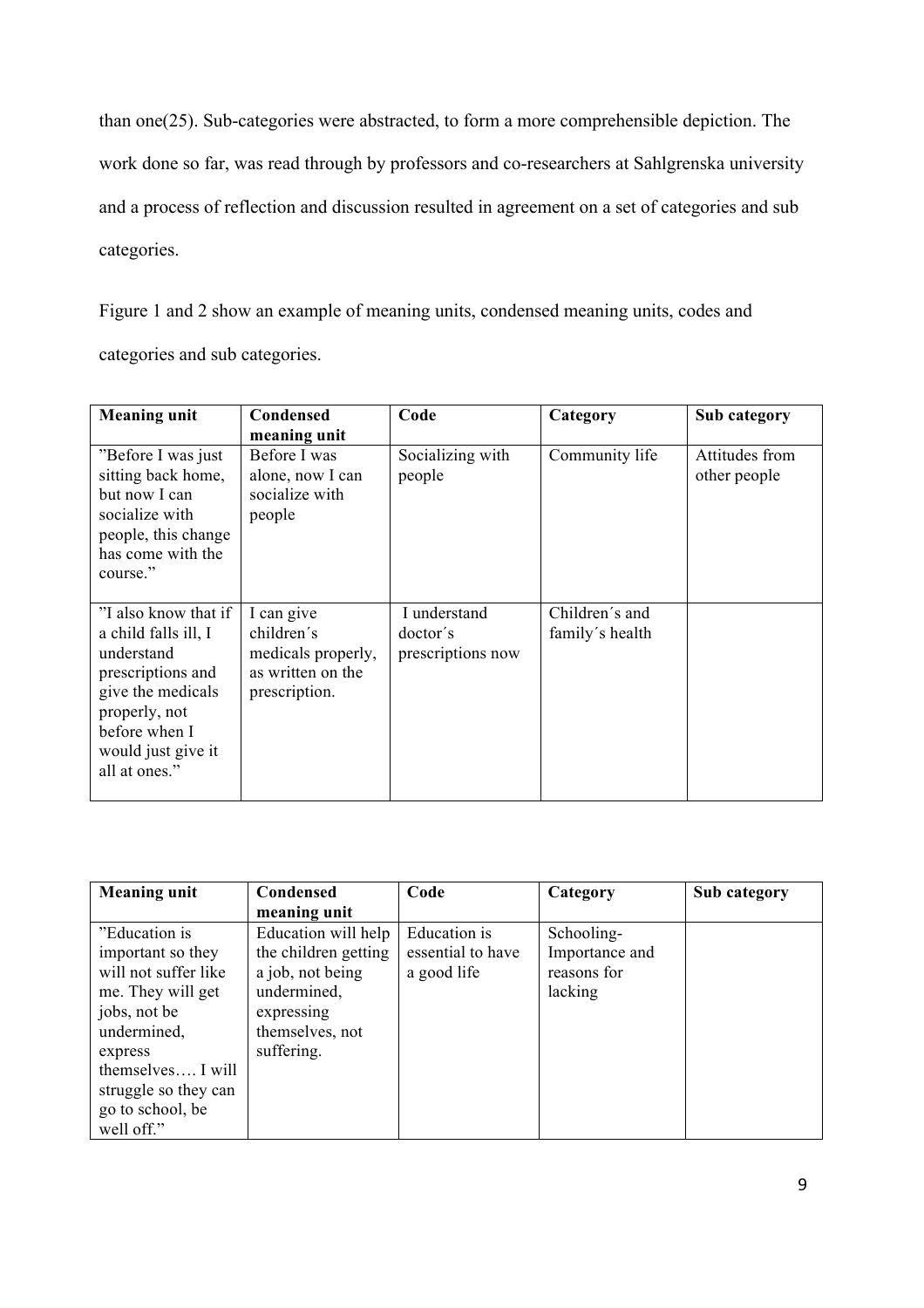than one(25). Sub-categories were abstracted, to form a more comprehensible depiction. The work done so far, was read through by professors and co-researchers at Sahlgrenska university and a process of reflection and discussion resulted in agreement on a set of categories and sub categories.

Figure 1 and 2 show an example of meaning units, condensed meaning units, codes and categories and sub categories.

| Meaning unit | Condensed meaning unit | Code | Category | Sub category |
|---|---|---|---|---|
| ”Before I was just sitting back home, but now I can socialize with people, this change has come with the course.” | Before I was alone, now I can socialize with people | Socializing with people | Community life | Attitudes from other people |
| ”I also know that if a child falls ill, I understand prescriptions and give the medicals properly, not before when I would just give it all at ones.” | I can give children´s medicals properly, as written on the prescription. | I understand doctor´s prescriptions now | Children´s and family´s health | |

| Meaning unit | Condensed meaning unit | Code | Category | Sub category |
|---|---|---|---|---|
| ”Education is important so they will not suffer like me. They will get jobs, not be undermined, express themselves…. I will struggle so they can go to school, be well off.” | Education will help the children getting a job, not being undermined, expressing themselves, not suffering. | Education is essential to have a good life | Schooling- Importance and reasons for lacking | |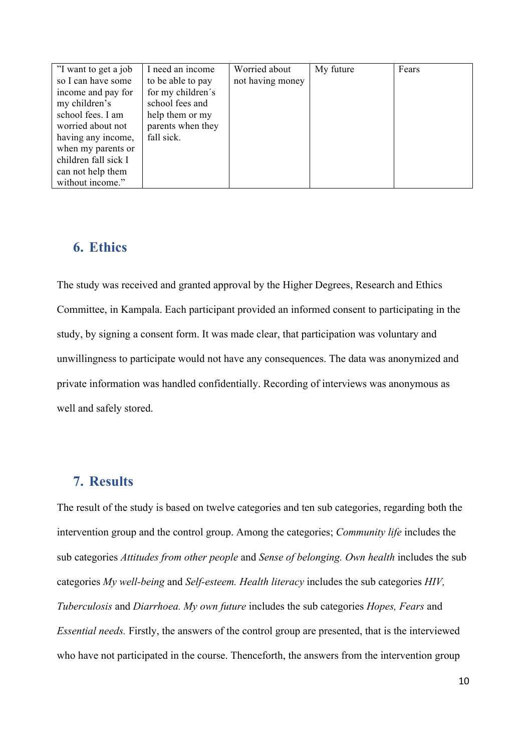| ”I want to get a job so I can have some income and pay for my children's school fees. I am worried about not having any income, when my parents or children fall sick I can not help them without income.” | I need an income to be able to pay for my children´s school fees and help them or my parents when they fall sick. | Worried about not having money | My future | Fears |
|---|---|---|---|---|

## 6. Ethics

The study was received and granted approval by the Higher Degrees, Research and Ethics Committee, in Kampala. Each participant provided an informed consent to participating in the study, by signing a consent form. It was made clear, that participation was voluntary and unwillingness to participate would not have any consequences. The data was anonymized and private information was handled confidentially. Recording of interviews was anonymous as well and safely stored.

## 7. Results

The result of the study is based on twelve categories and ten sub categories, regarding both the intervention group and the control group. Among the categories; *Community life* includes the sub categories *Attitudes from other people* and *Sense of belonging. Own health* includes the sub categories *My well-being* and *Self-esteem. Health literacy* includes the sub categories *HIV, Tuberculosis* and *Diarrhoea. My own future* includes the sub categories *Hopes, Fears* and *Essential needs.* Firstly, the answers of the control group are presented, that is the interviewed who have not participated in the course. Thenceforth, the answers from the intervention group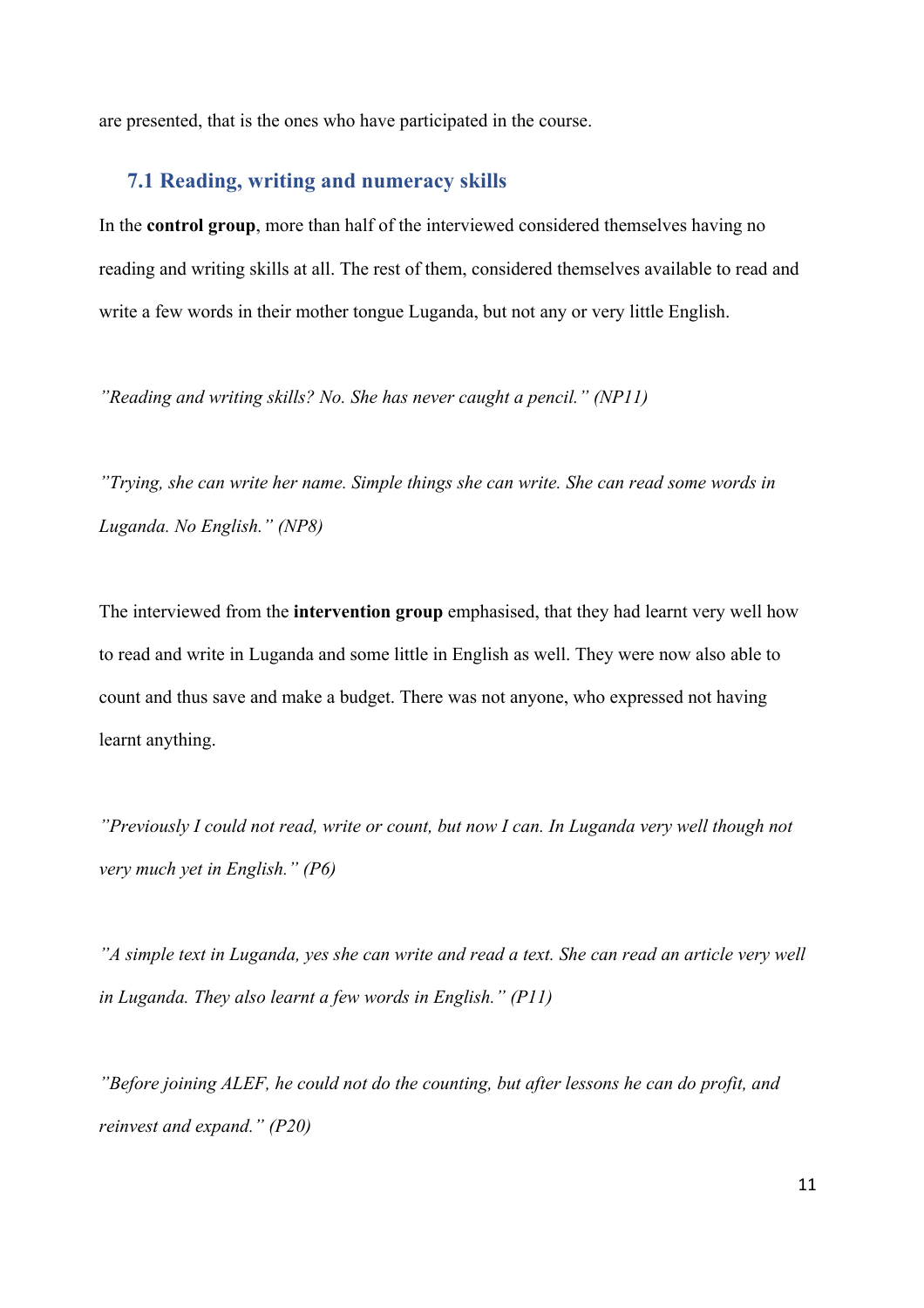are presented, that is the ones who have participated in the course.

## 7.1 Reading, writing and numeracy skills

In the **control group**, more than half of the interviewed considered themselves having no reading and writing skills at all. The rest of them, considered themselves available to read and write a few words in their mother tongue Luganda, but not any or very little English.

*”Reading and writing skills? No. She has never caught a pencil.” (NP11)*

*”Trying, she can write her name. Simple things she can write. She can read some words in Luganda. No English.” (NP8)*

The interviewed from the **intervention group** emphasised, that they had learnt very well how to read and write in Luganda and some little in English as well. They were now also able to count and thus save and make a budget. There was not anyone, who expressed not having learnt anything.

*”Previously I could not read, write or count, but now I can. In Luganda very well though not very much yet in English.” (P6)*

*”A simple text in Luganda, yes she can write and read a text. She can read an article very well in Luganda. They also learnt a few words in English.” (P11)*

*”Before joining ALEF, he could not do the counting, but after lessons he can do profit, and reinvest and expand.” (P20)*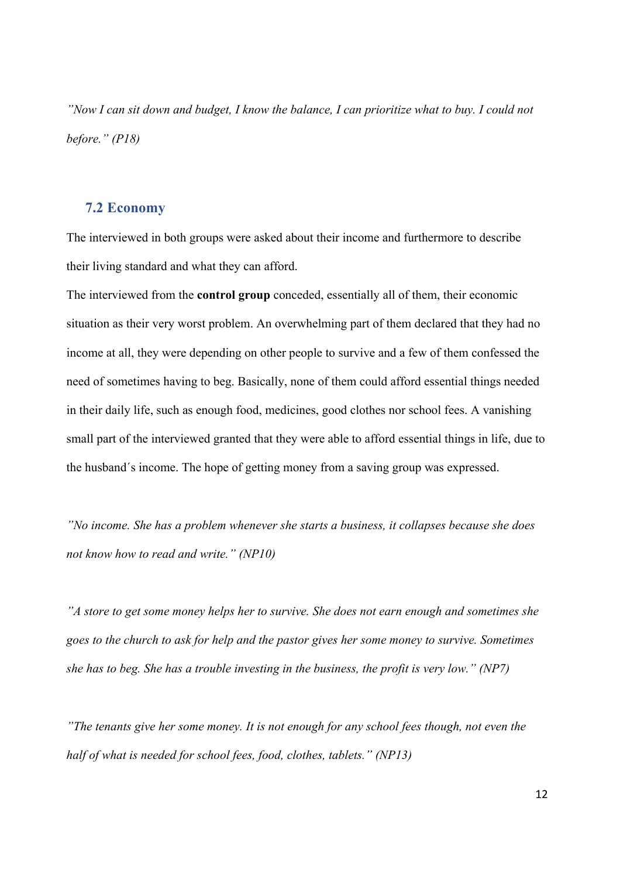*”Now I can sit down and budget, I know the balance, I can prioritize what to buy. I could not before.” (P18)*

### 7.2 Economy

The interviewed in both groups were asked about their income and furthermore to describe their living standard and what they can afford.

The interviewed from the **control group** conceded, essentially all of them, their economic situation as their very worst problem. An overwhelming part of them declared that they had no income at all, they were depending on other people to survive and a few of them confessed the need of sometimes having to beg. Basically, none of them could afford essential things needed in their daily life, such as enough food, medicines, good clothes nor school fees. A vanishing small part of the interviewed granted that they were able to afford essential things in life, due to the husband´s income. The hope of getting money from a saving group was expressed.

*”No income. She has a problem whenever she starts a business, it collapses because she does not know how to read and write.” (NP10)*

*”A store to get some money helps her to survive. She does not earn enough and sometimes she goes to the church to ask for help and the pastor gives her some money to survive. Sometimes she has to beg. She has a trouble investing in the business, the profit is very low.” (NP7)*

*”The tenants give her some money. It is not enough for any school fees though, not even the half of what is needed for school fees, food, clothes, tablets.” (NP13)*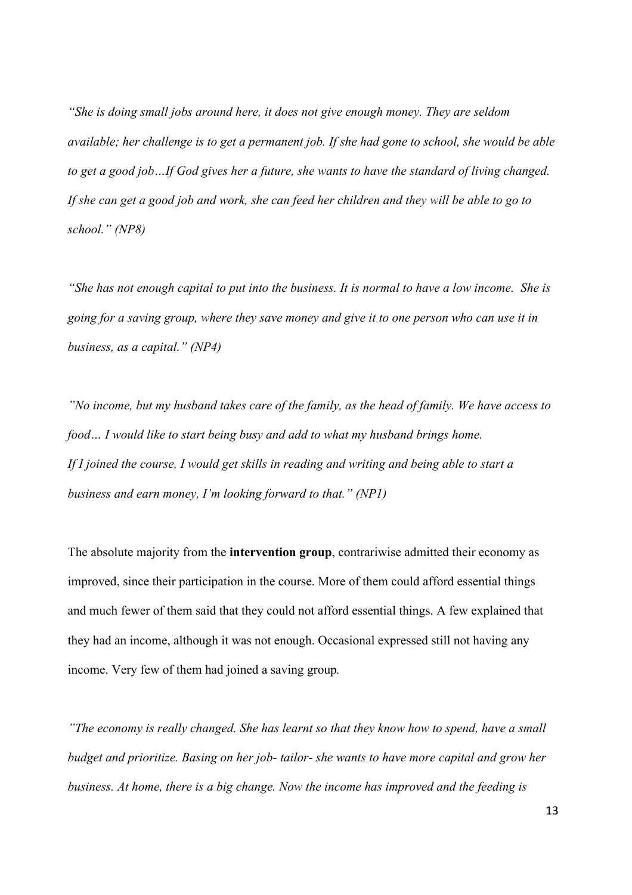*"She is doing small jobs around here, it does not give enough money. They are seldom available; her challenge is to get a permanent job. If she had gone to school, she would be able to get a good job…If God gives her a future, she wants to have the standard of living changed. If she can get a good job and work, she can feed her children and they will be able to go to school." (NP8)*

*"She has not enough capital to put into the business. It is normal to have a low income. She is going for a saving group, where they save money and give it to one person who can use it in business, as a capital." (NP4)*

*"No income, but my husband takes care of the family, as the head of family. We have access to food… I would like to start being busy and add to what my husband brings home.*
*If I joined the course, I would get skills in reading and writing and being able to start a business and earn money, I'm looking forward to that." (NP1)*

The absolute majority from the **intervention group**, contrariwise admitted their economy as improved, since their participation in the course. More of them could afford essential things and much fewer of them said that they could not afford essential things. A few explained that they had an income, although it was not enough. Occasional expressed still not having any income. Very few of them had joined a saving group.

*"The economy is really changed. She has learnt so that they know how to spend, have a small budget and prioritize. Basing on her job- tailor- she wants to have more capital and grow her business. At home, there is a big change. Now the income has improved and the feeding is*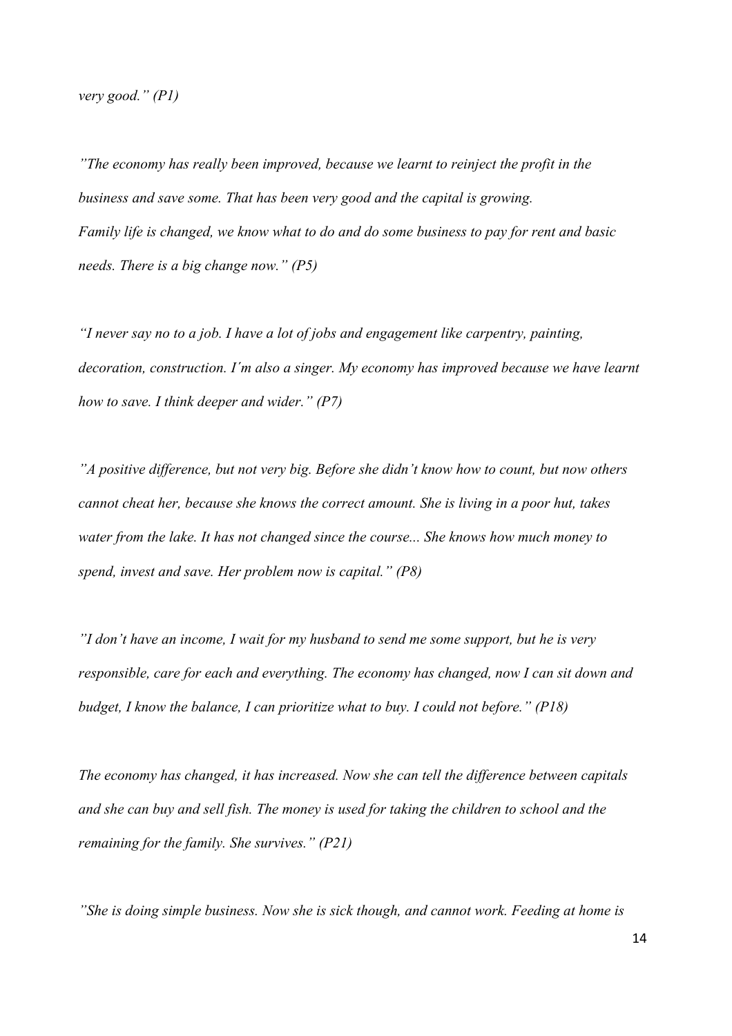*very good." (P1)*

*"The economy has really been improved, because we learnt to reinject the profit in the business and save some. That has been very good and the capital is growing. Family life is changed, we know what to do and do some business to pay for rent and basic needs. There is a big change now." (P5)*

*"I never say no to a job. I have a lot of jobs and engagement like carpentry, painting, decoration, construction. I´m also a singer. My economy has improved because we have learnt how to save. I think deeper and wider." (P7)*

*"A positive difference, but not very big. Before she didn't know how to count, but now others cannot cheat her, because she knows the correct amount. She is living in a poor hut, takes water from the lake. It has not changed since the course... She knows how much money to spend, invest and save. Her problem now is capital." (P8)*

*"I don't have an income, I wait for my husband to send me some support, but he is very responsible, care for each and everything. The economy has changed, now I can sit down and budget, I know the balance, I can prioritize what to buy. I could not before." (P18)*

*The economy has changed, it has increased. Now she can tell the difference between capitals and she can buy and sell fish. The money is used for taking the children to school and the remaining for the family. She survives." (P21)*

*"She is doing simple business. Now she is sick though, and cannot work. Feeding at home is*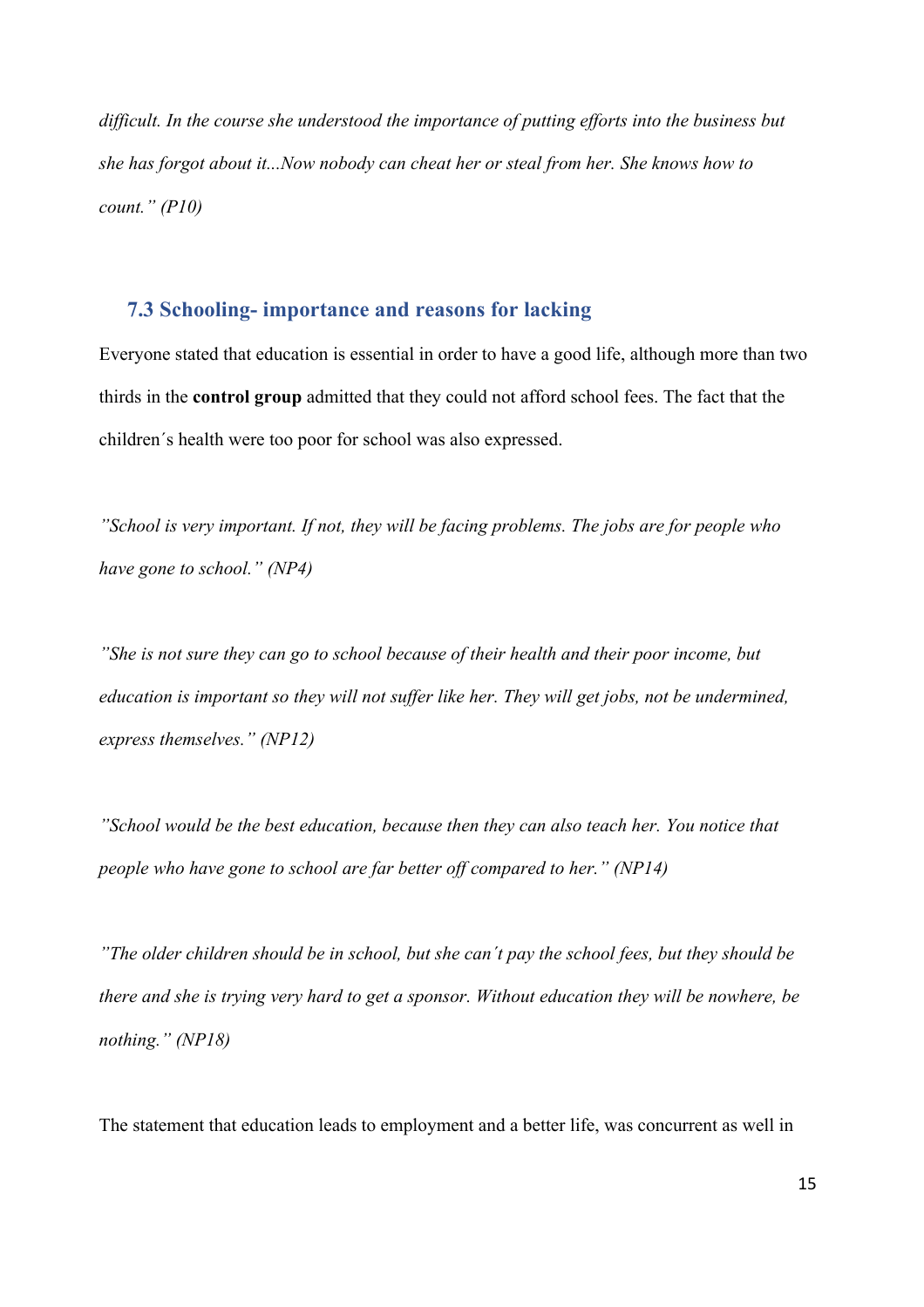*difficult. In the course she understood the importance of putting efforts into the business but she has forgot about it...Now nobody can cheat her or steal from her. She knows how to count." (P10)*

### 7.3 Schooling- importance and reasons for lacking

Everyone stated that education is essential in order to have a good life, although more than two thirds in the **control group** admitted that they could not afford school fees. The fact that the children´s health were too poor for school was also expressed.

*"School is very important. If not, they will be facing problems. The jobs are for people who have gone to school." (NP4)*

*"She is not sure they can go to school because of their health and their poor income, but education is important so they will not suffer like her. They will get jobs, not be undermined, express themselves." (NP12)*

*"School would be the best education, because then they can also teach her. You notice that people who have gone to school are far better off compared to her." (NP14)*

*"The older children should be in school, but she can´t pay the school fees, but they should be there and she is trying very hard to get a sponsor. Without education they will be nowhere, be nothing." (NP18)*

The statement that education leads to employment and a better life, was concurrent as well in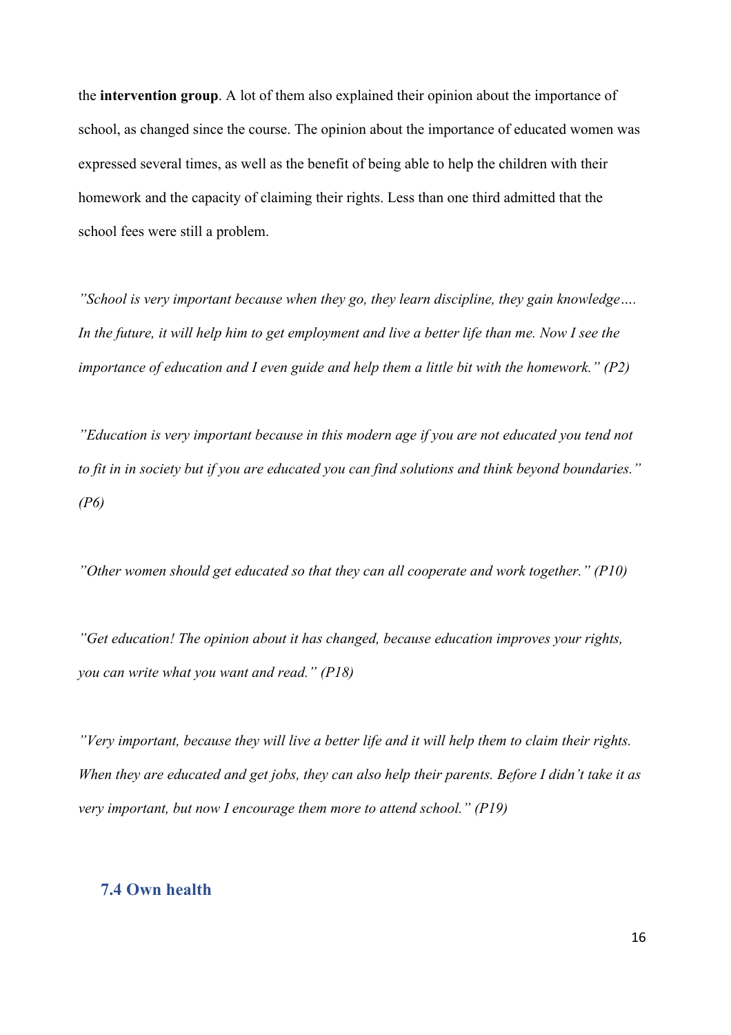the **intervention group**. A lot of them also explained their opinion about the importance of school, as changed since the course. The opinion about the importance of educated women was expressed several times, as well as the benefit of being able to help the children with their homework and the capacity of claiming their rights. Less than one third admitted that the school fees were still a problem.

*"School is very important because when they go, they learn discipline, they gain knowledge…. In the future, it will help him to get employment and live a better life than me. Now I see the importance of education and I even guide and help them a little bit with the homework." (P2)*

*"Education is very important because in this modern age if you are not educated you tend not to fit in in society but if you are educated you can find solutions and think beyond boundaries." (P6)*

*"Other women should get educated so that they can all cooperate and work together." (P10)*

*"Get education! The opinion about it has changed, because education improves your rights, you can write what you want and read." (P18)*

*"Very important, because they will live a better life and it will help them to claim their rights. When they are educated and get jobs, they can also help their parents. Before I didn't take it as very important, but now I encourage them more to attend school." (P19)*

### 7.4 Own health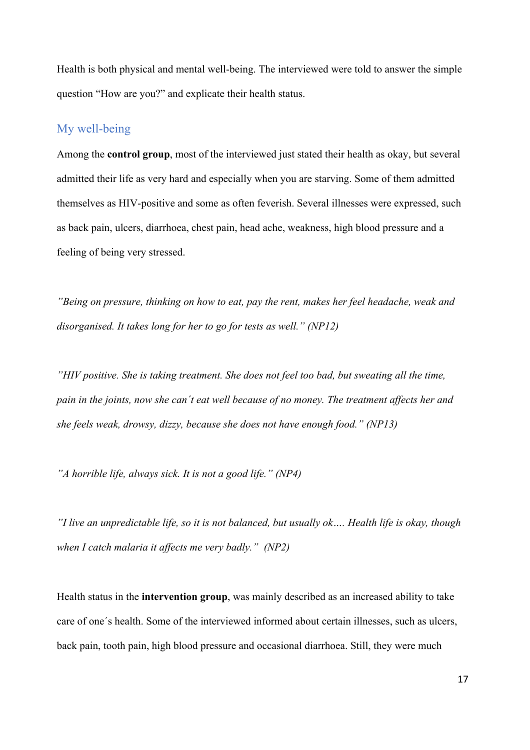Health is both physical and mental well-being. The interviewed were told to answer the simple question "How are you?" and explicate their health status.

### My well-being

Among the **control group**, most of the interviewed just stated their health as okay, but several admitted their life as very hard and especially when you are starving. Some of them admitted themselves as HIV-positive and some as often feverish. Several illnesses were expressed, such as back pain, ulcers, diarrhoea, chest pain, head ache, weakness, high blood pressure and a feeling of being very stressed.

*"Being on pressure, thinking on how to eat, pay the rent, makes her feel headache, weak and disorganised. It takes long for her to go for tests as well." (NP12)*

*"HIV positive. She is taking treatment. She does not feel too bad, but sweating all the time, pain in the joints, now she can´t eat well because of no money. The treatment affects her and she feels weak, drowsy, dizzy, because she does not have enough food." (NP13)*

*"A horrible life, always sick. It is not a good life." (NP4)*

*"I live an unpredictable life, so it is not balanced, but usually ok…. Health life is okay, though when I catch malaria it affects me very badly." (NP2)*

Health status in the **intervention group**, was mainly described as an increased ability to take care of one´s health. Some of the interviewed informed about certain illnesses, such as ulcers, back pain, tooth pain, high blood pressure and occasional diarrhoea. Still, they were much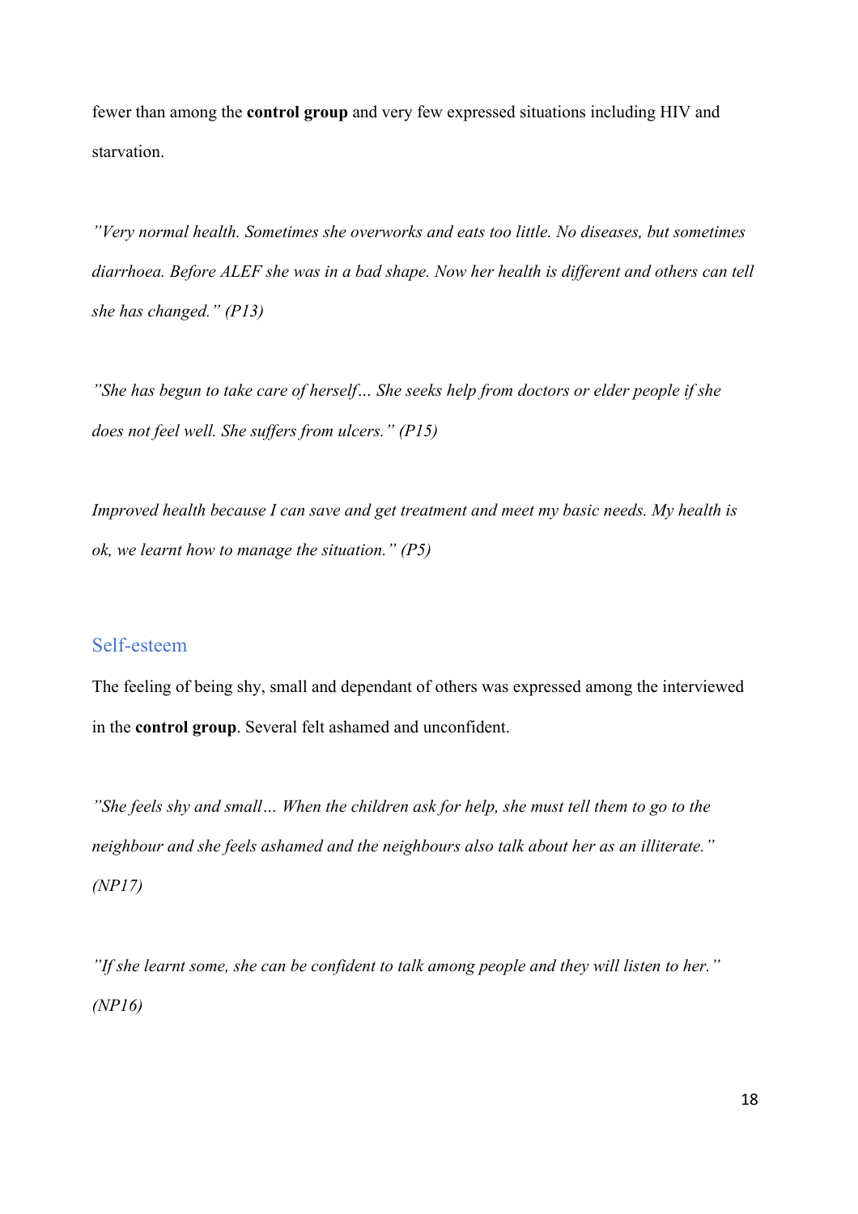fewer than among the **control group** and very few expressed situations including HIV and starvation.

*”Very normal health. Sometimes she overworks and eats too little. No diseases, but sometimes diarrhoea. Before ALEF she was in a bad shape. Now her health is different and others can tell she has changed.” (P13)*

*”She has begun to take care of herself… She seeks help from doctors or elder people if she does not feel well. She suffers from ulcers.” (P15)*

*Improved health because I can save and get treatment and meet my basic needs. My health is ok, we learnt how to manage the situation.” (P5)*

## Self-esteem

The feeling of being shy, small and dependant of others was expressed among the interviewed in the **control group**. Several felt ashamed and unconfident.

*”She feels shy and small… When the children ask for help, she must tell them to go to the neighbour and she feels ashamed and the neighbours also talk about her as an illiterate.” (NP17)*

*”If she learnt some, she can be confident to talk among people and they will listen to her.” (NP16)*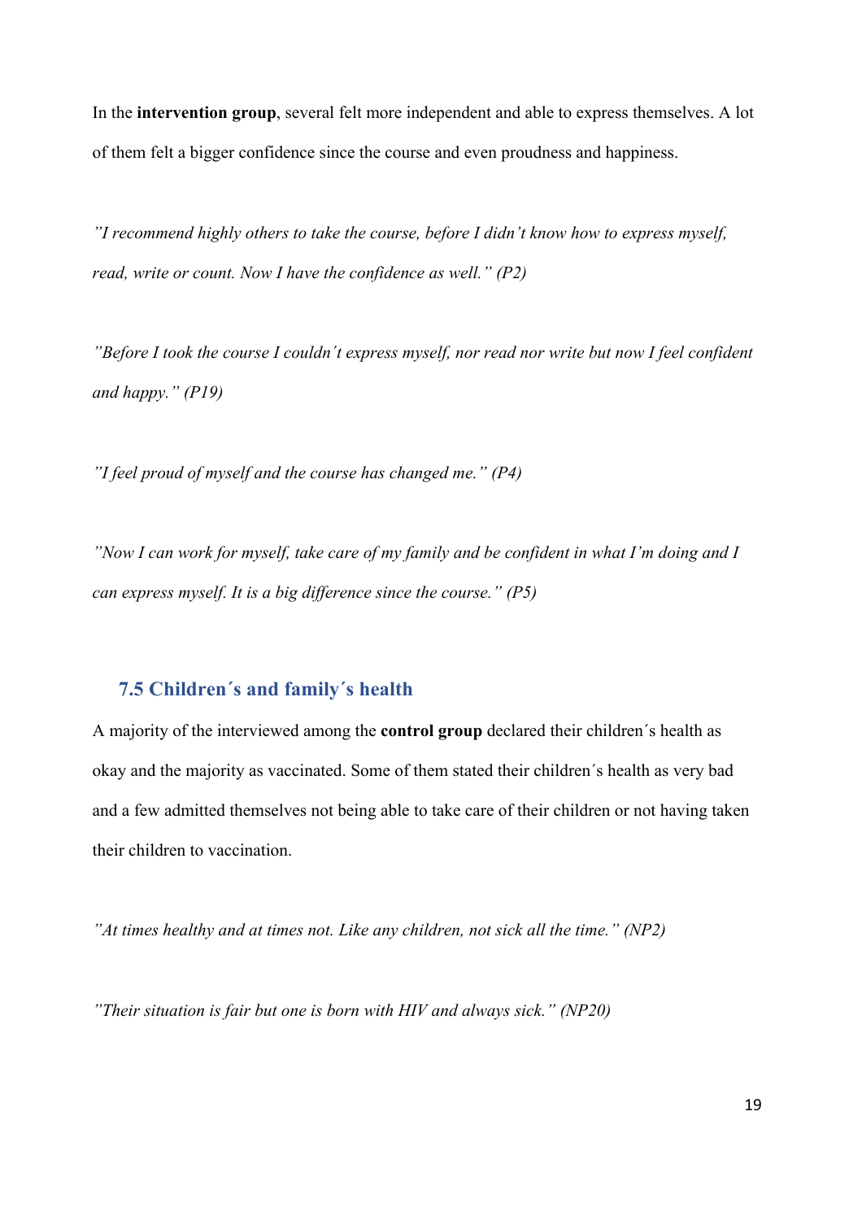In the **intervention group**, several felt more independent and able to express themselves. A lot of them felt a bigger confidence since the course and even proudness and happiness.

*”I recommend highly others to take the course, before I didn’t know how to express myself, read, write or count. Now I have the confidence as well.” (P2)*

*”Before I took the course I couldn´t express myself, nor read nor write but now I feel confident and happy.” (P19)*

*”I feel proud of myself and the course has changed me.” (P4)*

*”Now I can work for myself, take care of my family and be confident in what I’m doing and I can express myself. It is a big difference since the course.” (P5)*

## 7.5 Children´s and family´s health

A majority of the interviewed among the **control group** declared their children´s health as okay and the majority as vaccinated. Some of them stated their children´s health as very bad and a few admitted themselves not being able to take care of their children or not having taken their children to vaccination.

*”At times healthy and at times not. Like any children, not sick all the time.” (NP2)*

*”Their situation is fair but one is born with HIV and always sick.” (NP20)*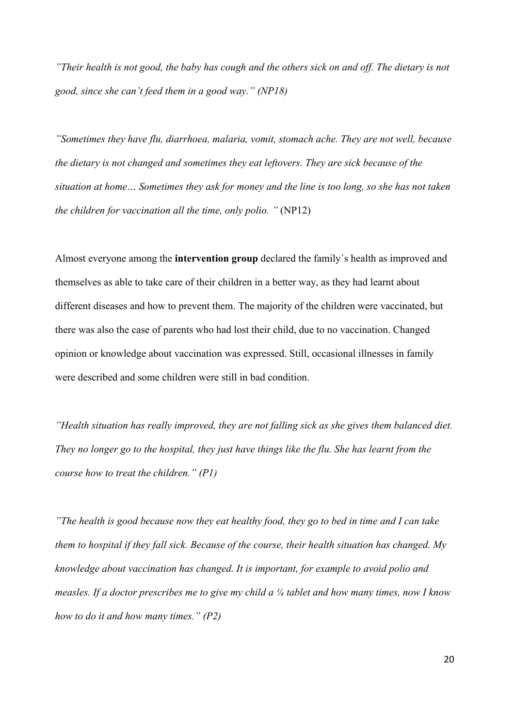*"Their health is not good, the baby has cough and the others sick on and off. The dietary is not good, since she can't feed them in a good way." (NP18)*

*"Sometimes they have flu, diarrhoea, malaria, vomit, stomach ache. They are not well, because the dietary is not changed and sometimes they eat leftovers. They are sick because of the situation at home… Sometimes they ask for money and the line is too long, so she has not taken the children for vaccination all the time, only polio. "* (NP12)

Almost everyone among the **intervention group** declared the family´s health as improved and themselves as able to take care of their children in a better way, as they had learnt about different diseases and how to prevent them. The majority of the children were vaccinated, but there was also the case of parents who had lost their child, due to no vaccination. Changed opinion or knowledge about vaccination was expressed. Still, occasional illnesses in family were described and some children were still in bad condition.

*"Health situation has really improved, they are not falling sick as she gives them balanced diet. They no longer go to the hospital, they just have things like the flu. She has learnt from the course how to treat the children." (P1)*

*"The health is good because now they eat healthy food, they go to bed in time and I can take them to hospital if they fall sick. Because of the course, their health situation has changed. My knowledge about vaccination has changed. It is important, for example to avoid polio and measles. If a doctor prescribes me to give my child a ¼ tablet and how many times, now I know how to do it and how many times." (P2)*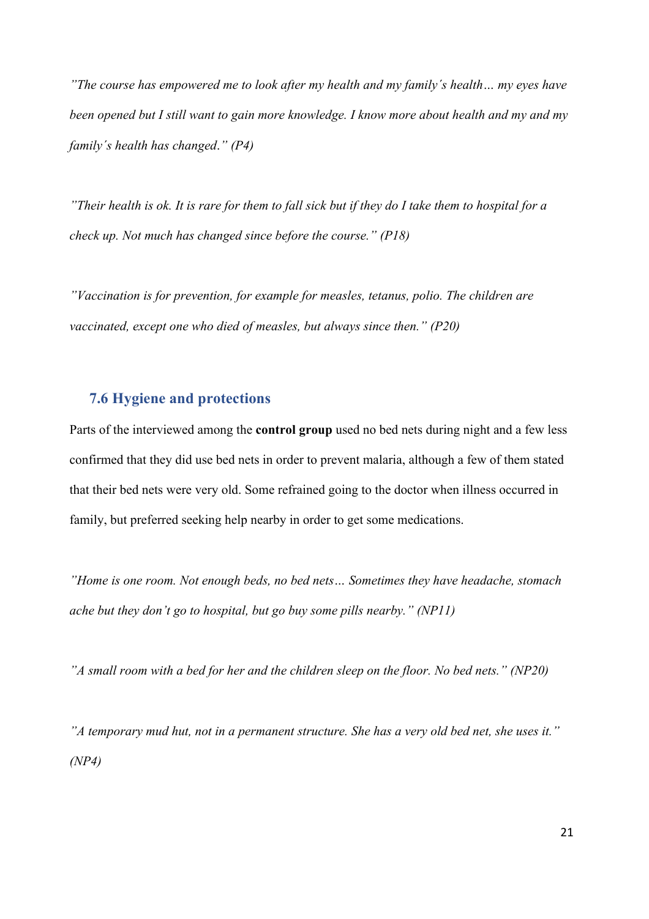*”The course has empowered me to look after my health and my family´s health… my eyes have been opened but I still want to gain more knowledge. I know more about health and my and my family´s health has changed.” (P4)*

*”Their health is ok. It is rare for them to fall sick but if they do I take them to hospital for a check up. Not much has changed since before the course.” (P18)*

*”Vaccination is for prevention, for example for measles, tetanus, polio. The children are vaccinated, except one who died of measles, but always since then.” (P20)*

### 7.6 Hygiene and protections

Parts of the interviewed among the **control group** used no bed nets during night and a few less confirmed that they did use bed nets in order to prevent malaria, although a few of them stated that their bed nets were very old. Some refrained going to the doctor when illness occurred in family, but preferred seeking help nearby in order to get some medications.

*”Home is one room. Not enough beds, no bed nets… Sometimes they have headache, stomach ache but they don’t go to hospital, but go buy some pills nearby.” (NP11)*

*”A small room with a bed for her and the children sleep on the floor. No bed nets.” (NP20)*

*”A temporary mud hut, not in a permanent structure. She has a very old bed net, she uses it.” (NP4)*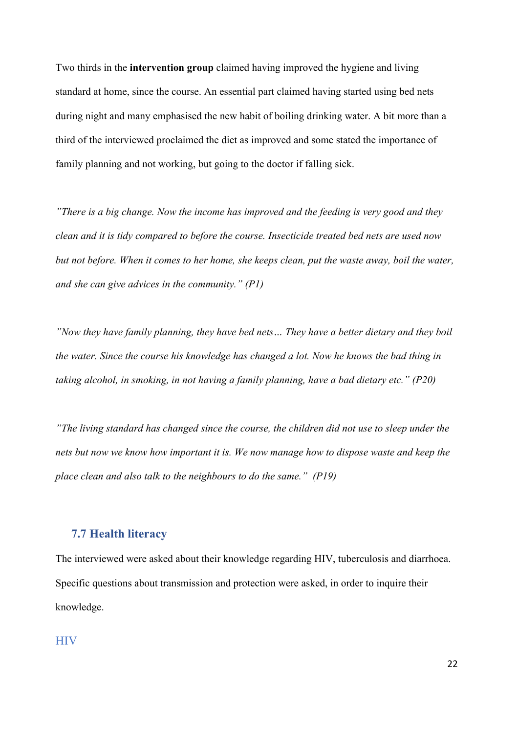Two thirds in the **intervention group** claimed having improved the hygiene and living standard at home, since the course. An essential part claimed having started using bed nets during night and many emphasised the new habit of boiling drinking water. A bit more than a third of the interviewed proclaimed the diet as improved and some stated the importance of family planning and not working, but going to the doctor if falling sick.

*"There is a big change. Now the income has improved and the feeding is very good and they clean and it is tidy compared to before the course. Insecticide treated bed nets are used now but not before. When it comes to her home, she keeps clean, put the waste away, boil the water, and she can give advices in the community." (P1)*

*"Now they have family planning, they have bed nets… They have a better dietary and they boil the water. Since the course his knowledge has changed a lot. Now he knows the bad thing in taking alcohol, in smoking, in not having a family planning, have a bad dietary etc." (P20)*

*"The living standard has changed since the course, the children did not use to sleep under the nets but now we know how important it is. We now manage how to dispose waste and keep the place clean and also talk to the neighbours to do the same." (P19)*

## 7.7 Health literacy

The interviewed were asked about their knowledge regarding HIV, tuberculosis and diarrhoea. Specific questions about transmission and protection were asked, in order to inquire their knowledge.

### HIV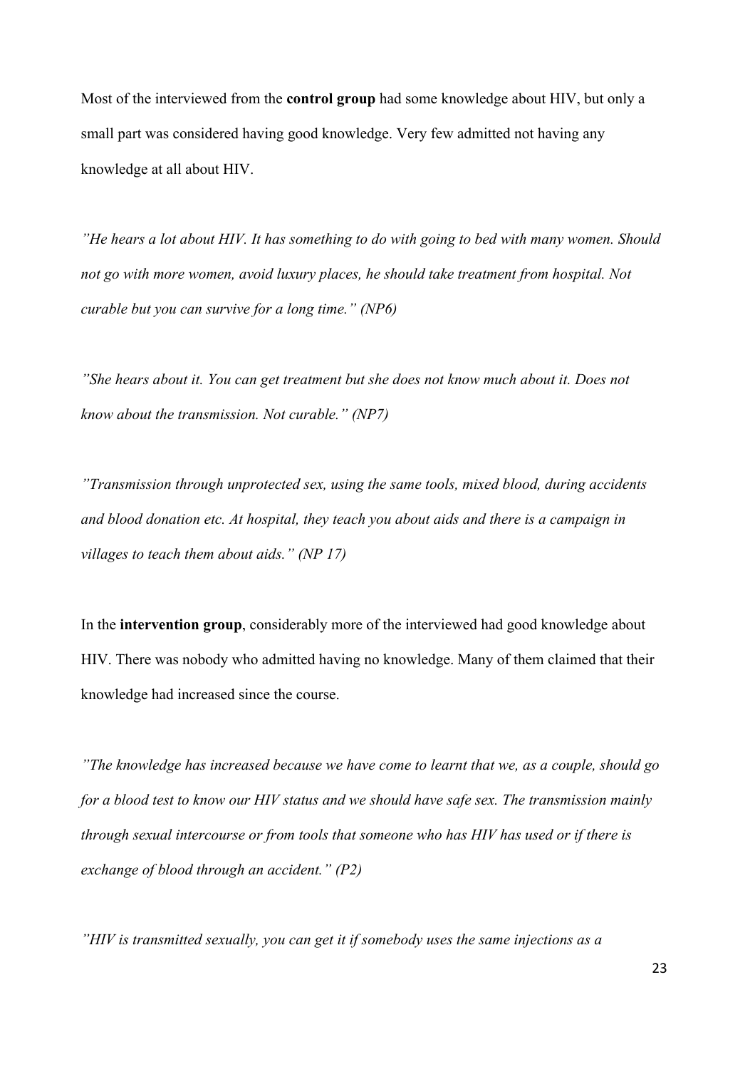Most of the interviewed from the **control group** had some knowledge about HIV, but only a small part was considered having good knowledge. Very few admitted not having any knowledge at all about HIV.

*”He hears a lot about HIV. It has something to do with going to bed with many women. Should not go with more women, avoid luxury places, he should take treatment from hospital. Not curable but you can survive for a long time.” (NP6)*

*”She hears about it. You can get treatment but she does not know much about it. Does not know about the transmission. Not curable.” (NP7)*

*”Transmission through unprotected sex, using the same tools, mixed blood, during accidents and blood donation etc. At hospital, they teach you about aids and there is a campaign in villages to teach them about aids.” (NP 17)*

In the **intervention group**, considerably more of the interviewed had good knowledge about HIV. There was nobody who admitted having no knowledge. Many of them claimed that their knowledge had increased since the course.

*”The knowledge has increased because we have come to learnt that we, as a couple, should go for a blood test to know our HIV status and we should have safe sex. The transmission mainly through sexual intercourse or from tools that someone who has HIV has used or if there is exchange of blood through an accident.” (P2)*

*”HIV is transmitted sexually, you can get it if somebody uses the same injections as a*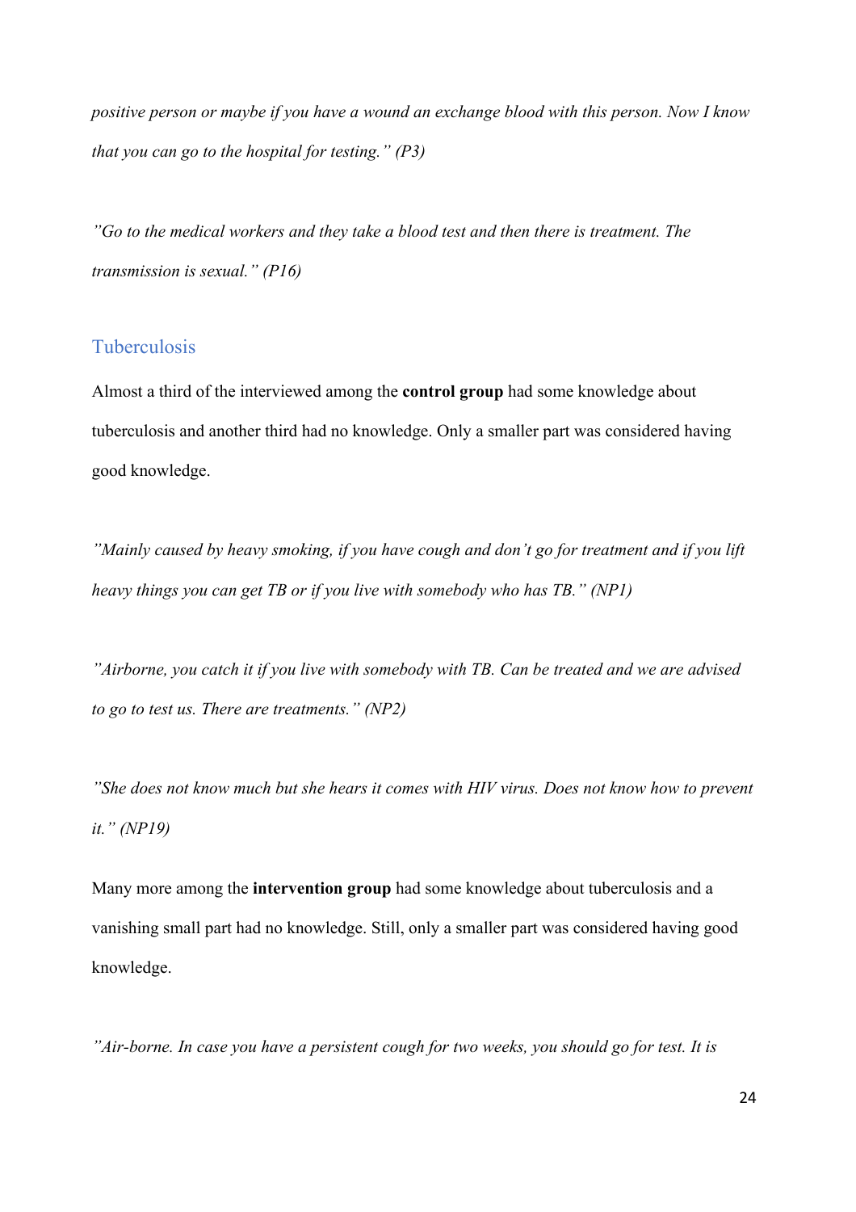*positive person or maybe if you have a wound an exchange blood with this person. Now I know that you can go to the hospital for testing." (P3)*

*"Go to the medical workers and they take a blood test and then there is treatment. The transmission is sexual." (P16)*

### Tuberculosis

Almost a third of the interviewed among the **control group** had some knowledge about tuberculosis and another third had no knowledge. Only a smaller part was considered having good knowledge.

*"Mainly caused by heavy smoking, if you have cough and don't go for treatment and if you lift heavy things you can get TB or if you live with somebody who has TB." (NP1)*

*"Airborne, you catch it if you live with somebody with TB. Can be treated and we are advised to go to test us. There are treatments." (NP2)*

*"She does not know much but she hears it comes with HIV virus. Does not know how to prevent it." (NP19)*

Many more among the **intervention group** had some knowledge about tuberculosis and a vanishing small part had no knowledge. Still, only a smaller part was considered having good knowledge.

*"Air-borne. In case you have a persistent cough for two weeks, you should go for test. It is*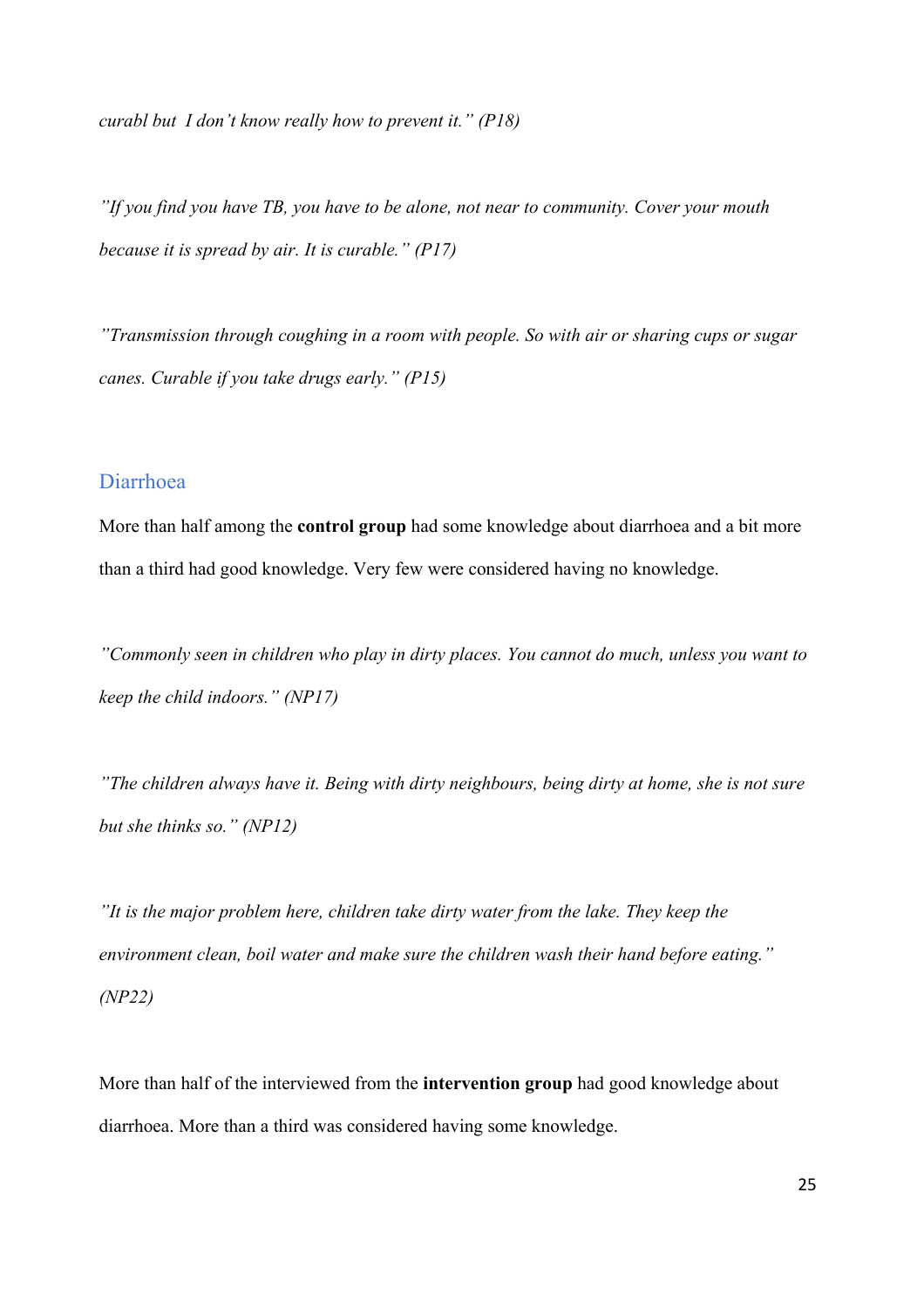*curabl but  I don't know really how to prevent it." (P18)*

*"If you find you have TB, you have to be alone, not near to community. Cover your mouth because it is spread by air. It is curable." (P17)*

*"Transmission through coughing in a room with people. So with air or sharing cups or sugar canes. Curable if you take drugs early." (P15)*

### Diarrhoea

More than half among the **control group** had some knowledge about diarrhoea and a bit more than a third had good knowledge. Very few were considered having no knowledge.

*"Commonly seen in children who play in dirty places. You cannot do much, unless you want to keep the child indoors." (NP17)*

*"The children always have it. Being with dirty neighbours, being dirty at home, she is not sure but she thinks so." (NP12)*

*"It is the major problem here, children take dirty water from the lake. They keep the environment clean, boil water and make sure the children wash their hand before eating." (NP22)*

More than half of the interviewed from the **intervention group** had good knowledge about diarrhoea. More than a third was considered having some knowledge.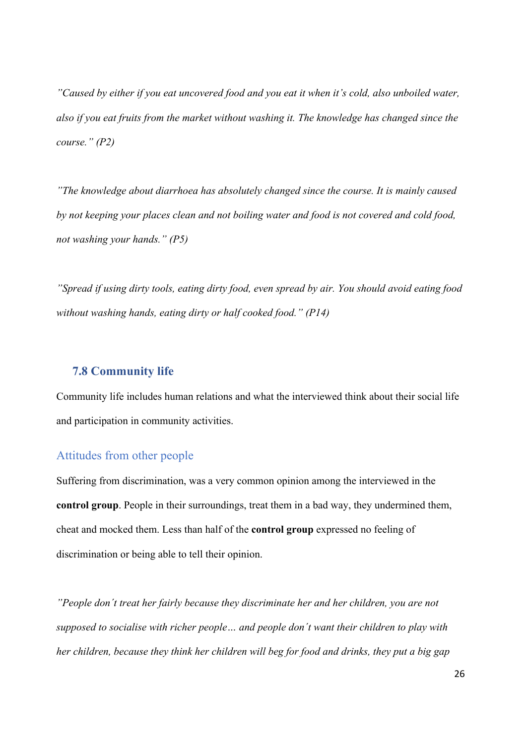*"Caused by either if you eat uncovered food and you eat it when it's cold, also unboiled water, also if you eat fruits from the market without washing it. The knowledge has changed since the course." (P2)*

*"The knowledge about diarrhoea has absolutely changed since the course. It is mainly caused by not keeping your places clean and not boiling water and food is not covered and cold food, not washing your hands." (P5)*

*"Spread if using dirty tools, eating dirty food, even spread by air. You should avoid eating food without washing hands, eating dirty or half cooked food." (P14)*

## 7.8 Community life

Community life includes human relations and what the interviewed think about their social life and participation in community activities.

### Attitudes from other people

Suffering from discrimination, was a very common opinion among the interviewed in the **control group**. People in their surroundings, treat them in a bad way, they undermined them, cheat and mocked them. Less than half of the **control group** expressed no feeling of discrimination or being able to tell their opinion.

*"People don´t treat her fairly because they discriminate her and her children, you are not supposed to socialise with richer people… and people don´t want their children to play with her children, because they think her children will beg for food and drinks, they put a big gap*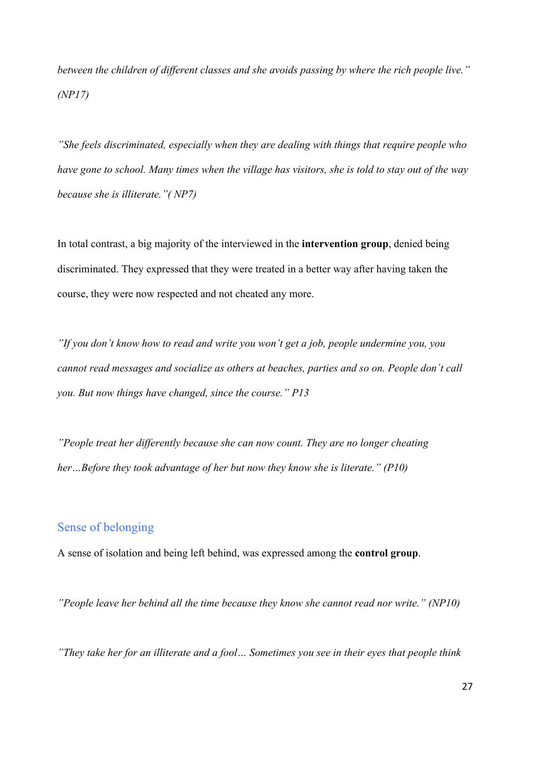*between the children of different classes and she avoids passing by where the rich people live." (NP17)*

*"She feels discriminated, especially when they are dealing with things that require people who have gone to school. Many times when the village has visitors, she is told to stay out of the way because she is illiterate."( NP7)*

In total contrast, a big majority of the interviewed in the **intervention group**, denied being discriminated. They expressed that they were treated in a better way after having taken the course, they were now respected and not cheated any more.

*"If you don't know how to read and write you won't get a job, people undermine you, you cannot read messages and socialize as others at beaches, parties and so on. People don´t call you. But now things have changed, since the course." P13*

*"People treat her differently because she can now count. They are no longer cheating her…Before they took advantage of her but now they know she is literate." (P10)*

### Sense of belonging

A sense of isolation and being left behind, was expressed among the **control group**.

*"People leave her behind all the time because they know she cannot read nor write." (NP10)*

*"They take her for an illiterate and a fool… Sometimes you see in their eyes that people think*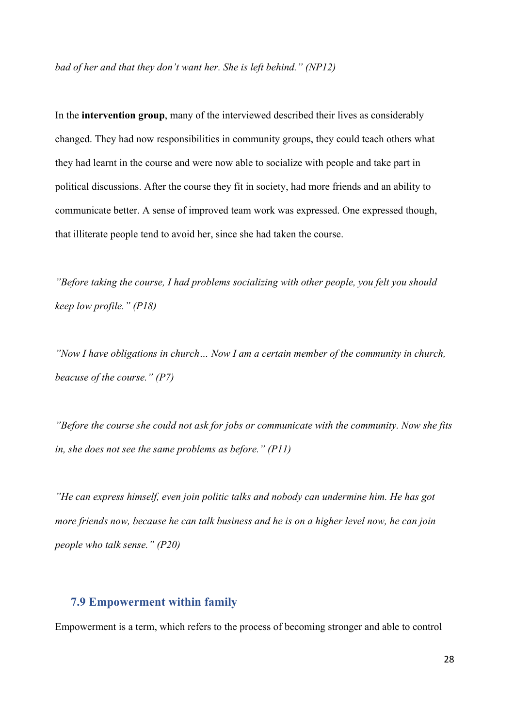*bad of her and that they don't want her. She is left behind." (NP12)*

In the **intervention group**, many of the interviewed described their lives as considerably changed. They had now responsibilities in community groups, they could teach others what they had learnt in the course and were now able to socialize with people and take part in political discussions. After the course they fit in society, had more friends and an ability to communicate better. A sense of improved team work was expressed. One expressed though, that illiterate people tend to avoid her, since she had taken the course.

*"Before taking the course, I had problems socializing with other people, you felt you should keep low profile." (P18)*

*"Now I have obligations in church… Now I am a certain member of the community in church, beacuse of the course." (P7)*

*"Before the course she could not ask for jobs or communicate with the community. Now she fits in, she does not see the same problems as before." (P11)*

*"He can express himself, even join politic talks and nobody can undermine him. He has got more friends now, because he can talk business and he is on a higher level now, he can join people who talk sense." (P20)*

### 7.9 Empowerment within family

Empowerment is a term, which refers to the process of becoming stronger and able to control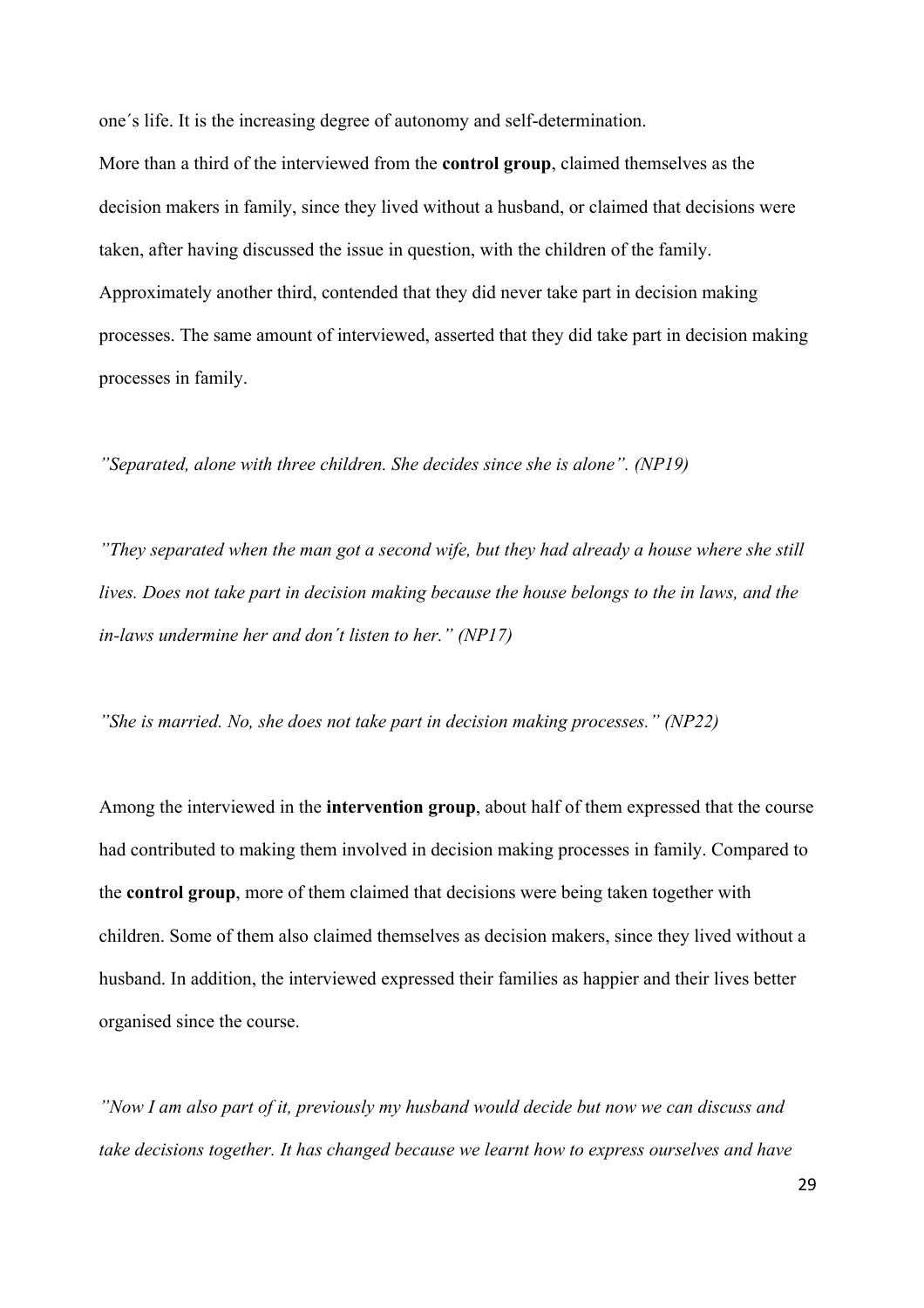one´s life. It is the increasing degree of autonomy and self-determination.

More than a third of the interviewed from the **control group**, claimed themselves as the decision makers in family, since they lived without a husband, or claimed that decisions were taken, after having discussed the issue in question, with the children of the family. Approximately another third, contended that they did never take part in decision making processes. The same amount of interviewed, asserted that they did take part in decision making processes in family.

*"Separated, alone with three children. She decides since she is alone". (NP19)*

*"They separated when the man got a second wife, but they had already a house where she still lives. Does not take part in decision making because the house belongs to the in laws, and the in-laws undermine her and don´t listen to her." (NP17)*

*"She is married. No, she does not take part in decision making processes." (NP22)*

Among the interviewed in the **intervention group**, about half of them expressed that the course had contributed to making them involved in decision making processes in family. Compared to the **control group**, more of them claimed that decisions were being taken together with children. Some of them also claimed themselves as decision makers, since they lived without a husband. In addition, the interviewed expressed their families as happier and their lives better organised since the course.

*"Now I am also part of it, previously my husband would decide but now we can discuss and take decisions together. It has changed because we learnt how to express ourselves and have*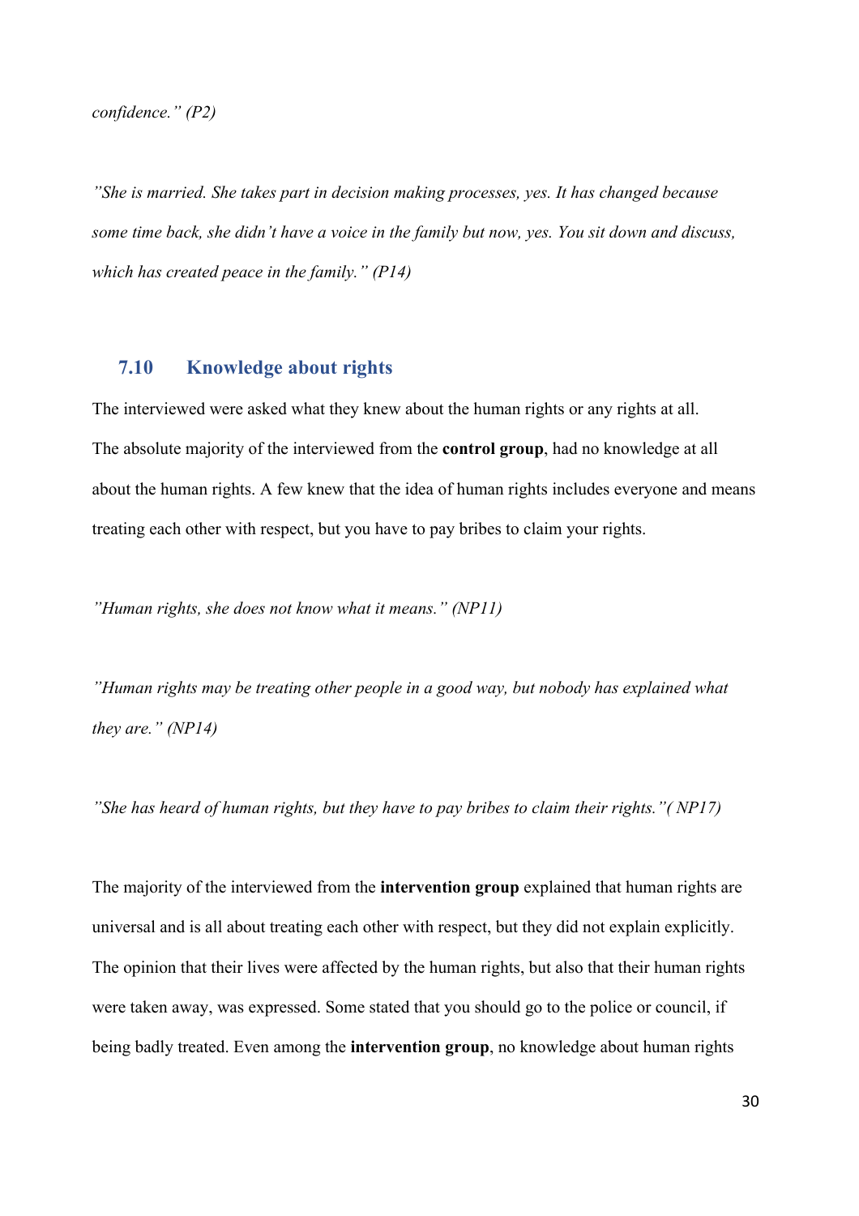*confidence." (P2)*

*"She is married. She takes part in decision making processes, yes. It has changed because some time back, she didn't have a voice in the family but now, yes. You sit down and discuss, which has created peace in the family." (P14)*

### 7.10 Knowledge about rights

The interviewed were asked what they knew about the human rights or any rights at all. The absolute majority of the interviewed from the **control group**, had no knowledge at all about the human rights. A few knew that the idea of human rights includes everyone and means treating each other with respect, but you have to pay bribes to claim your rights.

*"Human rights, she does not know what it means." (NP11)*

*"Human rights may be treating other people in a good way, but nobody has explained what they are." (NP14)*

*"She has heard of human rights, but they have to pay bribes to claim their rights."( NP17)*

The majority of the interviewed from the **intervention group** explained that human rights are universal and is all about treating each other with respect, but they did not explain explicitly. The opinion that their lives were affected by the human rights, but also that their human rights were taken away, was expressed. Some stated that you should go to the police or council, if being badly treated. Even among the **intervention group**, no knowledge about human rights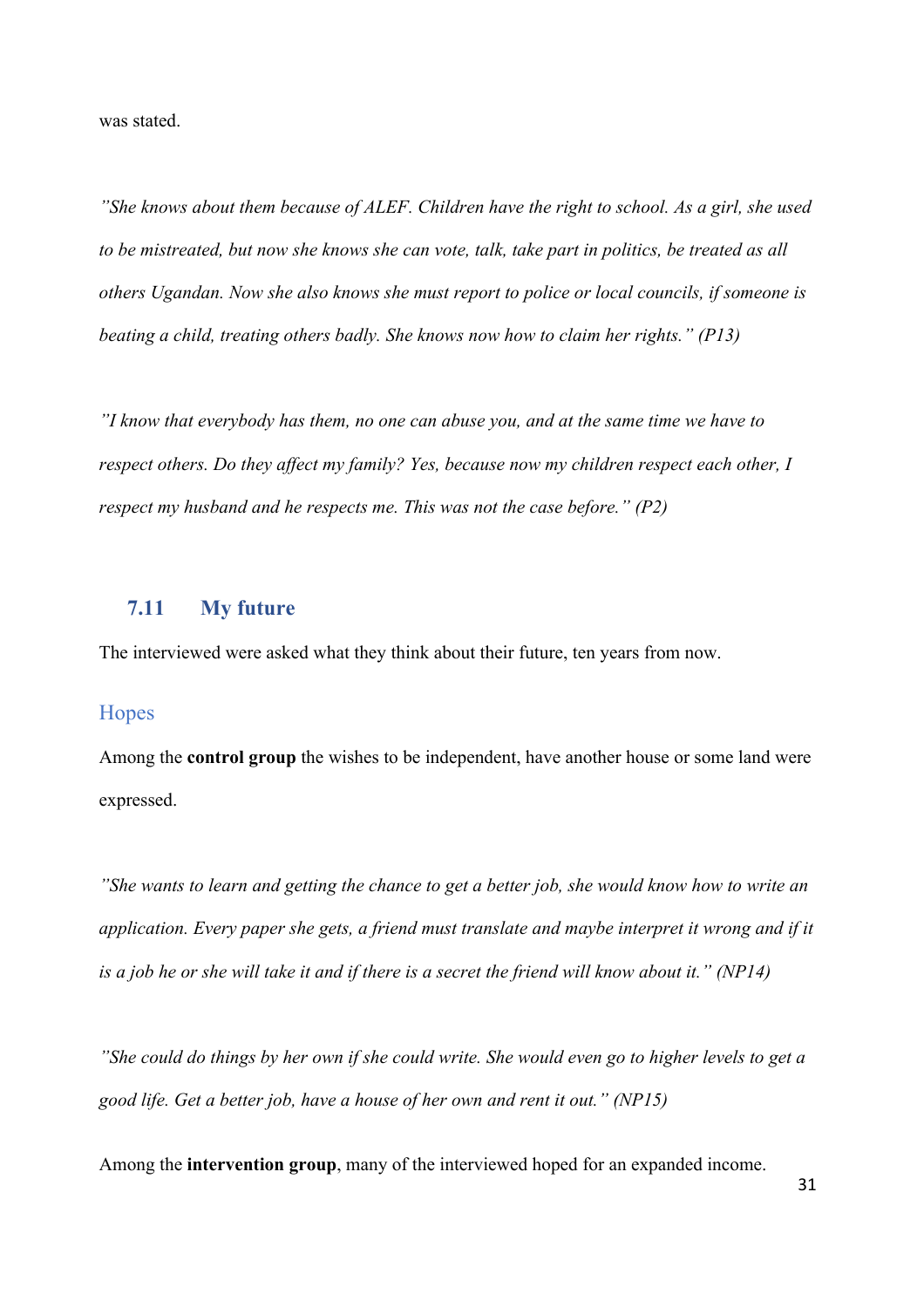was stated.

*”She knows about them because of ALEF. Children have the right to school. As a girl, she used to be mistreated, but now she knows she can vote, talk, take part in politics, be treated as all others Ugandan. Now she also knows she must report to police or local councils, if someone is beating a child, treating others badly. She knows now how to claim her rights.” (P13)*

*”I know that everybody has them, no one can abuse you, and at the same time we have to respect others. Do they affect my family? Yes, because now my children respect each other, I respect my husband and he respects me. This was not the case before.” (P2)*

## 7.11 My future

The interviewed were asked what they think about their future, ten years from now.

### Hopes

Among the **control group** the wishes to be independent, have another house or some land were expressed.

*”She wants to learn and getting the chance to get a better job, she would know how to write an application. Every paper she gets, a friend must translate and maybe interpret it wrong and if it is a job he or she will take it and if there is a secret the friend will know about it.” (NP14)*

*”She could do things by her own if she could write. She would even go to higher levels to get a good life. Get a better job, have a house of her own and rent it out.” (NP15)*

Among the **intervention group**, many of the interviewed hoped for an expanded income.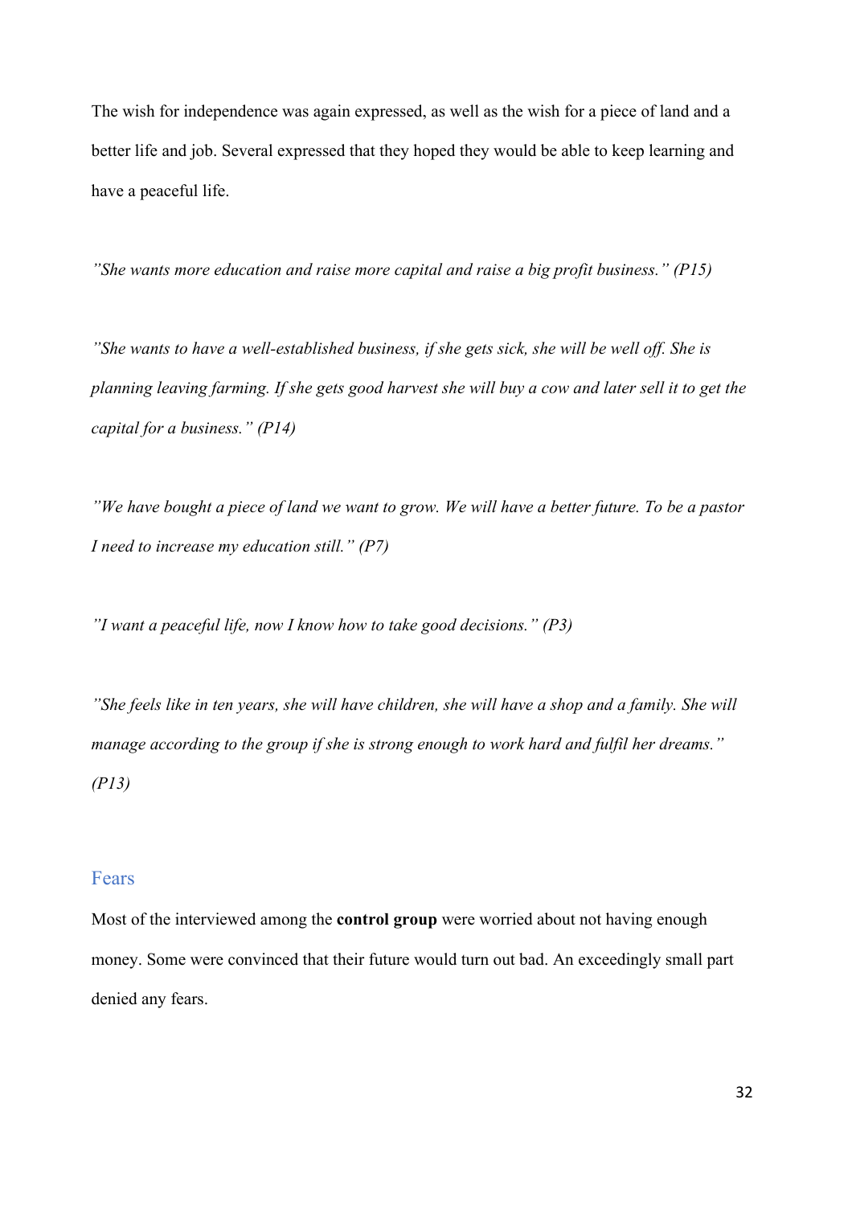The wish for independence was again expressed, as well as the wish for a piece of land and a better life and job. Several expressed that they hoped they would be able to keep learning and have a peaceful life.

*"She wants more education and raise more capital and raise a big profit business." (P15)*

*"She wants to have a well-established business, if she gets sick, she will be well off. She is planning leaving farming. If she gets good harvest she will buy a cow and later sell it to get the capital for a business." (P14)*

*"We have bought a piece of land we want to grow. We will have a better future. To be a pastor I need to increase my education still." (P7)*

*"I want a peaceful life, now I know how to take good decisions." (P3)*

*"She feels like in ten years, she will have children, she will have a shop and a family. She will manage according to the group if she is strong enough to work hard and fulfil her dreams." (P13)*

### Fears

Most of the interviewed among the **control group** were worried about not having enough money. Some were convinced that their future would turn out bad. An exceedingly small part denied any fears.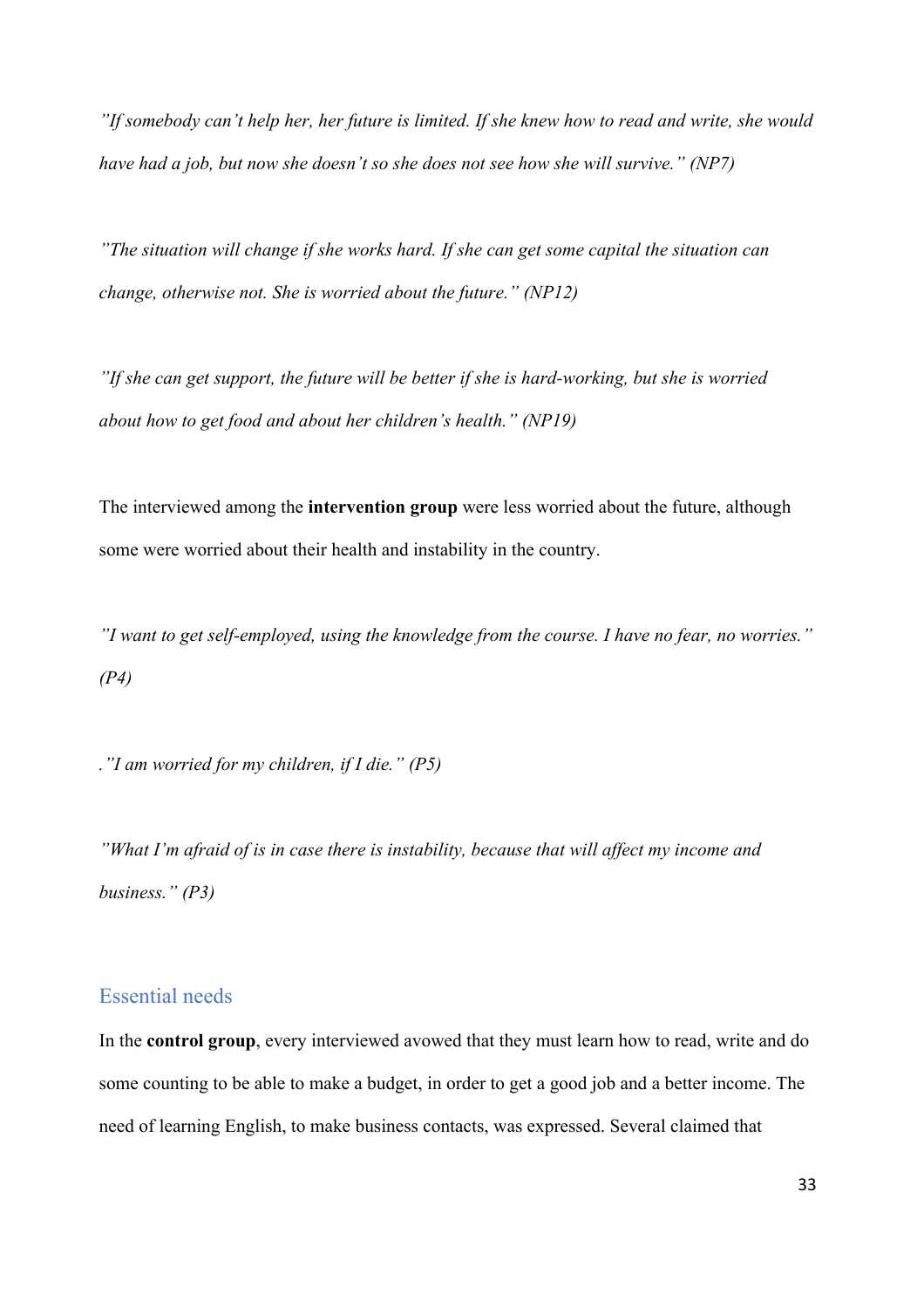*”If somebody can’t help her, her future is limited. If she knew how to read and write, she would have had a job, but now she doesn’t so she does not see how she will survive.” (NP7)*

*”The situation will change if she works hard. If she can get some capital the situation can change, otherwise not. She is worried about the future.” (NP12)*

*”If she can get support, the future will be better if she is hard-working, but she is worried about how to get food and about her children’s health.” (NP19)*

The interviewed among the **intervention group** were less worried about the future, although some were worried about their health and instability in the country.

*”I want to get self-employed, using the knowledge from the course. I have no fear, no worries.” (P4)*

*.”I am worried for my children, if I die.” (P5)*

*”What I’m afraid of is in case there is instability, because that will affect my income and business.” (P3)*

### Essential needs

In the **control group**, every interviewed avowed that they must learn how to read, write and do some counting to be able to make a budget, in order to get a good job and a better income. The need of learning English, to make business contacts, was expressed. Several claimed that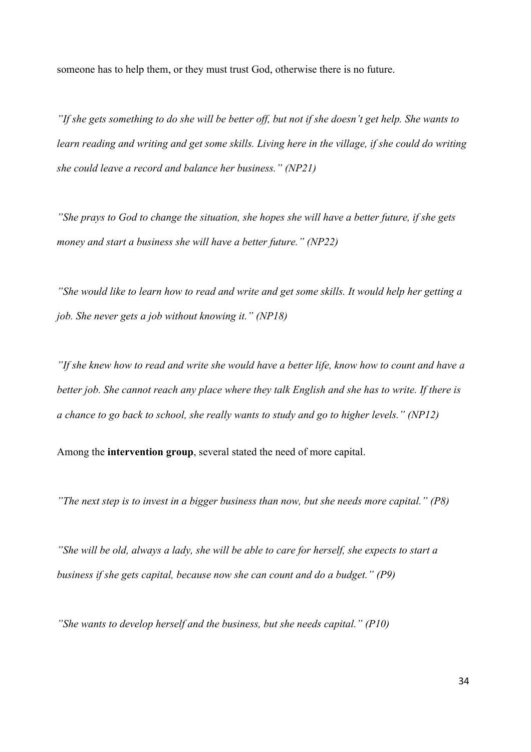someone has to help them, or they must trust God, otherwise there is no future.

*"If she gets something to do she will be better off, but not if she doesn't get help. She wants to learn reading and writing and get some skills. Living here in the village, if she could do writing she could leave a record and balance her business." (NP21)*

*"She prays to God to change the situation, she hopes she will have a better future, if she gets money and start a business she will have a better future." (NP22)*

*"She would like to learn how to read and write and get some skills. It would help her getting a job. She never gets a job without knowing it." (NP18)*

*"If she knew how to read and write she would have a better life, know how to count and have a better job. She cannot reach any place where they talk English and she has to write. If there is a chance to go back to school, she really wants to study and go to higher levels." (NP12)*

Among the **intervention group**, several stated the need of more capital.

*"The next step is to invest in a bigger business than now, but she needs more capital." (P8)*

*"She will be old, always a lady, she will be able to care for herself, she expects to start a business if she gets capital, because now she can count and do a budget." (P9)*

*"She wants to develop herself and the business, but she needs capital." (P10)*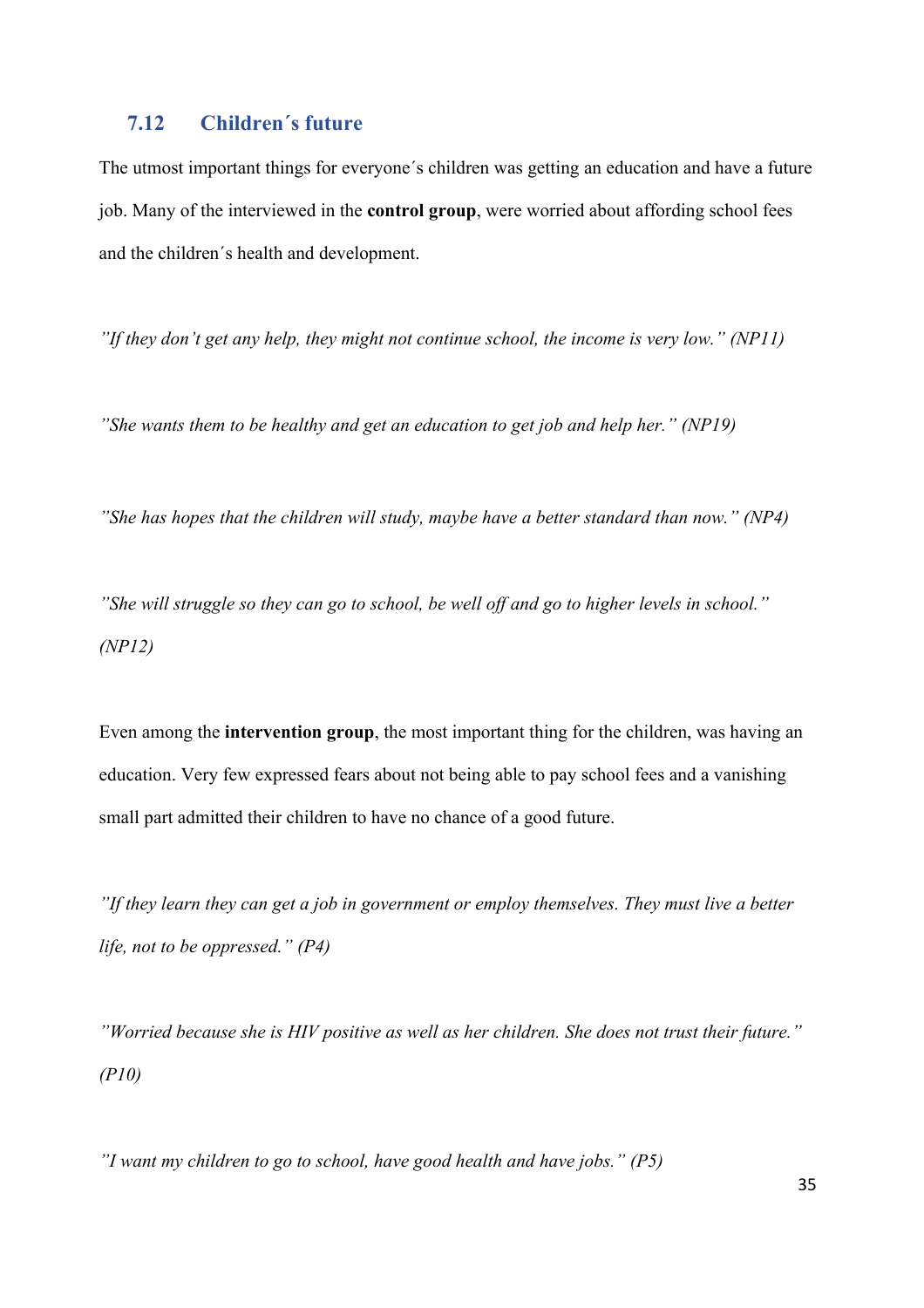## 7.12 Children´s future

The utmost important things for everyone´s children was getting an education and have a future job. Many of the interviewed in the **control group**, were worried about affording school fees and the children´s health and development.

*"If they don't get any help, they might not continue school, the income is very low." (NP11)*

*"She wants them to be healthy and get an education to get job and help her." (NP19)*

*"She has hopes that the children will study, maybe have a better standard than now." (NP4)*

*"She will struggle so they can go to school, be well off and go to higher levels in school." (NP12)*

Even among the **intervention group**, the most important thing for the children, was having an education. Very few expressed fears about not being able to pay school fees and a vanishing small part admitted their children to have no chance of a good future.

*"If they learn they can get a job in government or employ themselves. They must live a better life, not to be oppressed." (P4)*

*"Worried because she is HIV positive as well as her children. She does not trust their future." (P10)*

*"I want my children to go to school, have good health and have jobs." (P5)*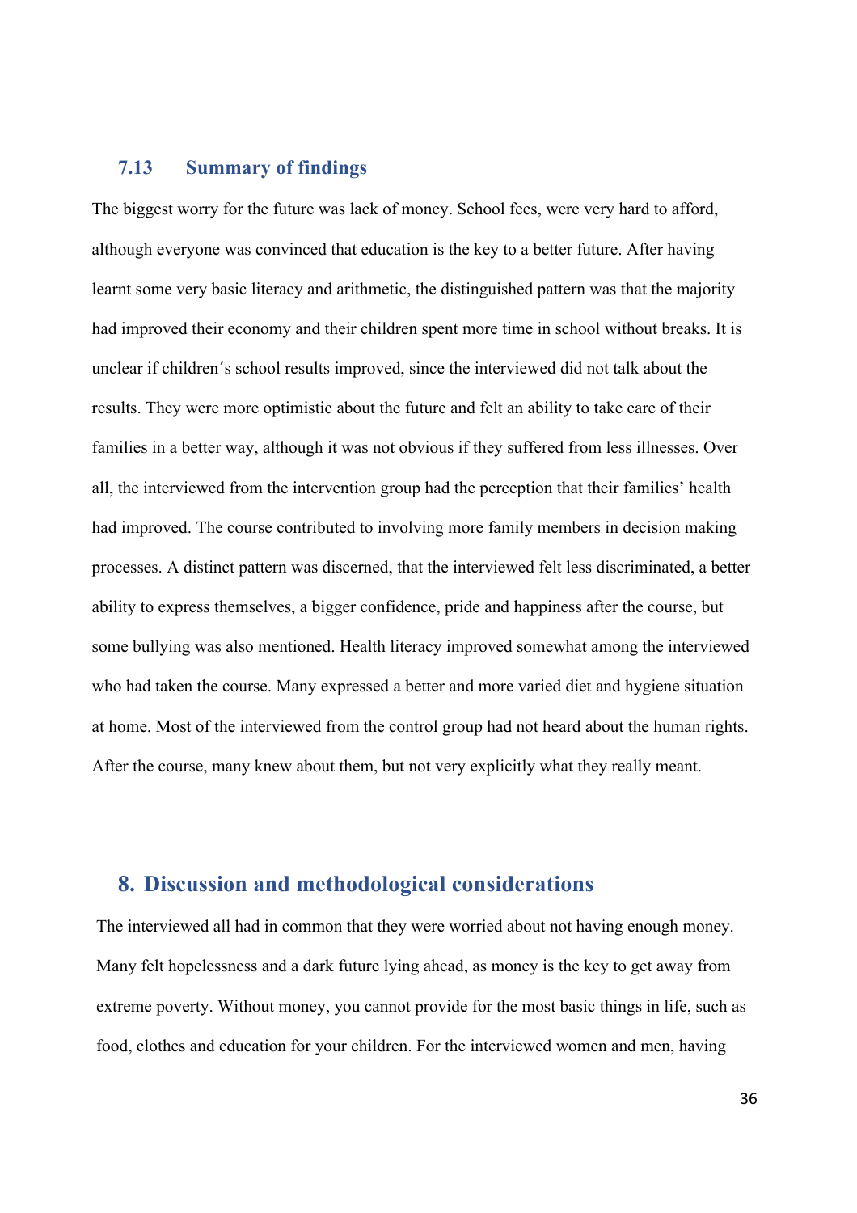### 7.13 Summary of findings

The biggest worry for the future was lack of money. School fees, were very hard to afford, although everyone was convinced that education is the key to a better future. After having learnt some very basic literacy and arithmetic, the distinguished pattern was that the majority had improved their economy and their children spent more time in school without breaks. It is unclear if children´s school results improved, since the interviewed did not talk about the results. They were more optimistic about the future and felt an ability to take care of their families in a better way, although it was not obvious if they suffered from less illnesses. Over all, the interviewed from the intervention group had the perception that their families' health had improved. The course contributed to involving more family members in decision making processes. A distinct pattern was discerned, that the interviewed felt less discriminated, a better ability to express themselves, a bigger confidence, pride and happiness after the course, but some bullying was also mentioned. Health literacy improved somewhat among the interviewed who had taken the course. Many expressed a better and more varied diet and hygiene situation at home. Most of the interviewed from the control group had not heard about the human rights. After the course, many knew about them, but not very explicitly what they really meant.

## 8. Discussion and methodological considerations

The interviewed all had in common that they were worried about not having enough money. Many felt hopelessness and a dark future lying ahead, as money is the key to get away from extreme poverty. Without money, you cannot provide for the most basic things in life, such as food, clothes and education for your children. For the interviewed women and men, having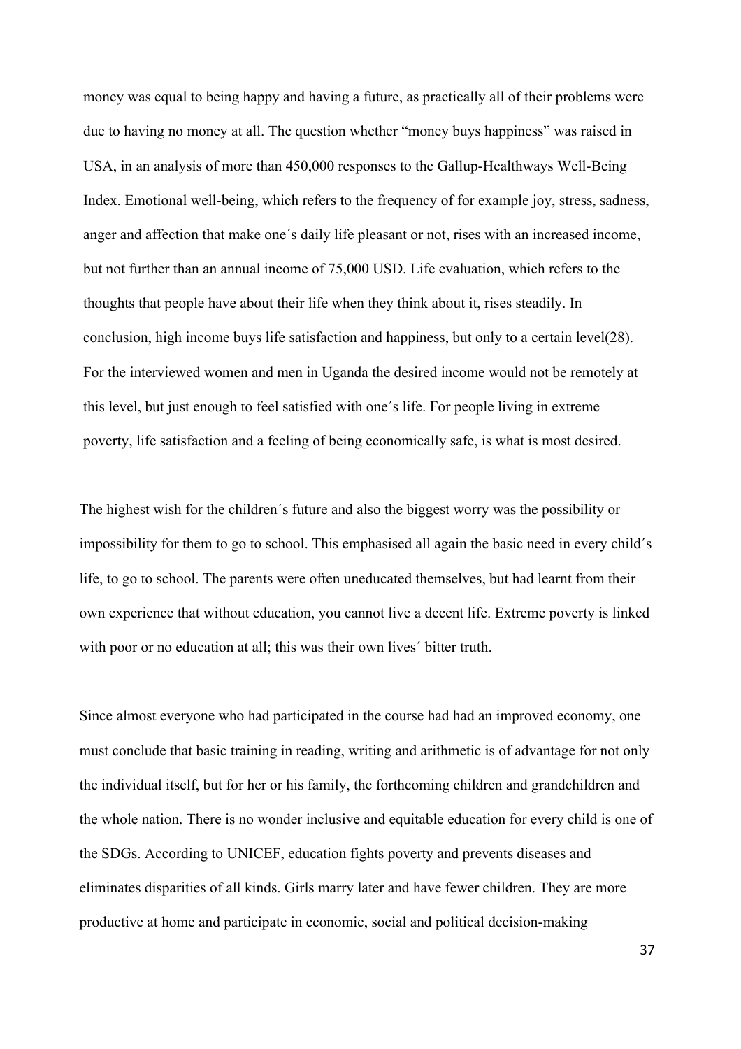money was equal to being happy and having a future, as practically all of their problems were due to having no money at all. The question whether "money buys happiness" was raised in USA, in an analysis of more than 450,000 responses to the Gallup-Healthways Well-Being Index. Emotional well-being, which refers to the frequency of for example joy, stress, sadness, anger and affection that make one´s daily life pleasant or not, rises with an increased income, but not further than an annual income of 75,000 USD. Life evaluation, which refers to the thoughts that people have about their life when they think about it, rises steadily. In conclusion, high income buys life satisfaction and happiness, but only to a certain level(28). For the interviewed women and men in Uganda the desired income would not be remotely at this level, but just enough to feel satisfied with one´s life. For people living in extreme poverty, life satisfaction and a feeling of being economically safe, is what is most desired.

The highest wish for the children´s future and also the biggest worry was the possibility or impossibility for them to go to school. This emphasised all again the basic need in every child´s life, to go to school. The parents were often uneducated themselves, but had learnt from their own experience that without education, you cannot live a decent life. Extreme poverty is linked with poor or no education at all; this was their own lives´ bitter truth.

Since almost everyone who had participated in the course had had an improved economy, one must conclude that basic training in reading, writing and arithmetic is of advantage for not only the individual itself, but for her or his family, the forthcoming children and grandchildren and the whole nation. There is no wonder inclusive and equitable education for every child is one of the SDGs. According to UNICEF, education fights poverty and prevents diseases and eliminates disparities of all kinds. Girls marry later and have fewer children. They are more productive at home and participate in economic, social and political decision-making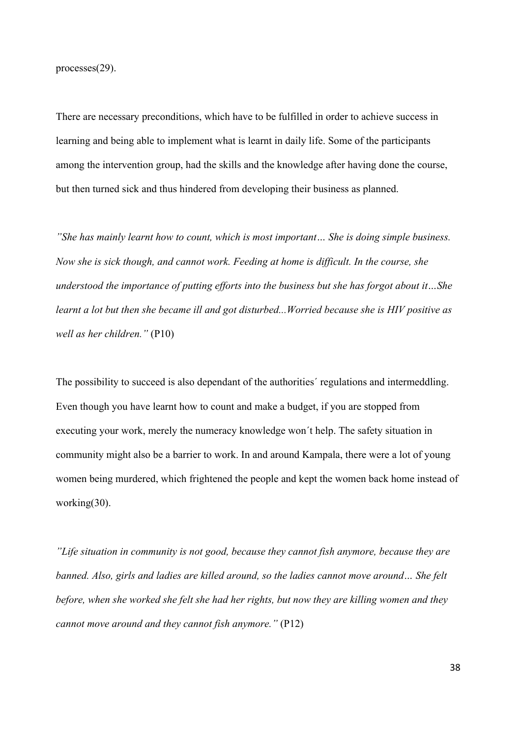processes(29).

There are necessary preconditions, which have to be fulfilled in order to achieve success in learning and being able to implement what is learnt in daily life. Some of the participants among the intervention group, had the skills and the knowledge after having done the course, but then turned sick and thus hindered from developing their business as planned.

*”She has mainly learnt how to count, which is most important… She is doing simple business. Now she is sick though, and cannot work. Feeding at home is difficult. In the course, she understood the importance of putting efforts into the business but she has forgot about it…She learnt a lot but then she became ill and got disturbed...Worried because she is HIV positive as well as her children.”* (P10)

The possibility to succeed is also dependant of the authorities´ regulations and intermeddling. Even though you have learnt how to count and make a budget, if you are stopped from executing your work, merely the numeracy knowledge won´t help. The safety situation in community might also be a barrier to work. In and around Kampala, there were a lot of young women being murdered, which frightened the people and kept the women back home instead of working(30).

*”Life situation in community is not good, because they cannot fish anymore, because they are banned. Also, girls and ladies are killed around, so the ladies cannot move around… She felt before, when she worked she felt she had her rights, but now they are killing women and they cannot move around and they cannot fish anymore.”* (P12)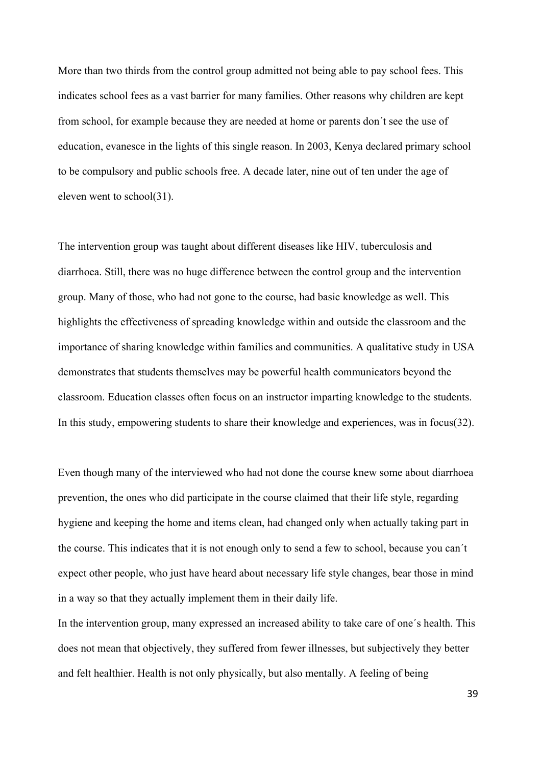More than two thirds from the control group admitted not being able to pay school fees. This indicates school fees as a vast barrier for many families. Other reasons why children are kept from school, for example because they are needed at home or parents don´t see the use of education, evanesce in the lights of this single reason. In 2003, Kenya declared primary school to be compulsory and public schools free. A decade later, nine out of ten under the age of eleven went to school(31).

The intervention group was taught about different diseases like HIV, tuberculosis and diarrhoea. Still, there was no huge difference between the control group and the intervention group. Many of those, who had not gone to the course, had basic knowledge as well. This highlights the effectiveness of spreading knowledge within and outside the classroom and the importance of sharing knowledge within families and communities. A qualitative study in USA demonstrates that students themselves may be powerful health communicators beyond the classroom. Education classes often focus on an instructor imparting knowledge to the students. In this study, empowering students to share their knowledge and experiences, was in focus(32).

Even though many of the interviewed who had not done the course knew some about diarrhoea prevention, the ones who did participate in the course claimed that their life style, regarding hygiene and keeping the home and items clean, had changed only when actually taking part in the course. This indicates that it is not enough only to send a few to school, because you can´t expect other people, who just have heard about necessary life style changes, bear those in mind in a way so that they actually implement them in their daily life.

In the intervention group, many expressed an increased ability to take care of one´s health. This does not mean that objectively, they suffered from fewer illnesses, but subjectively they better and felt healthier. Health is not only physically, but also mentally. A feeling of being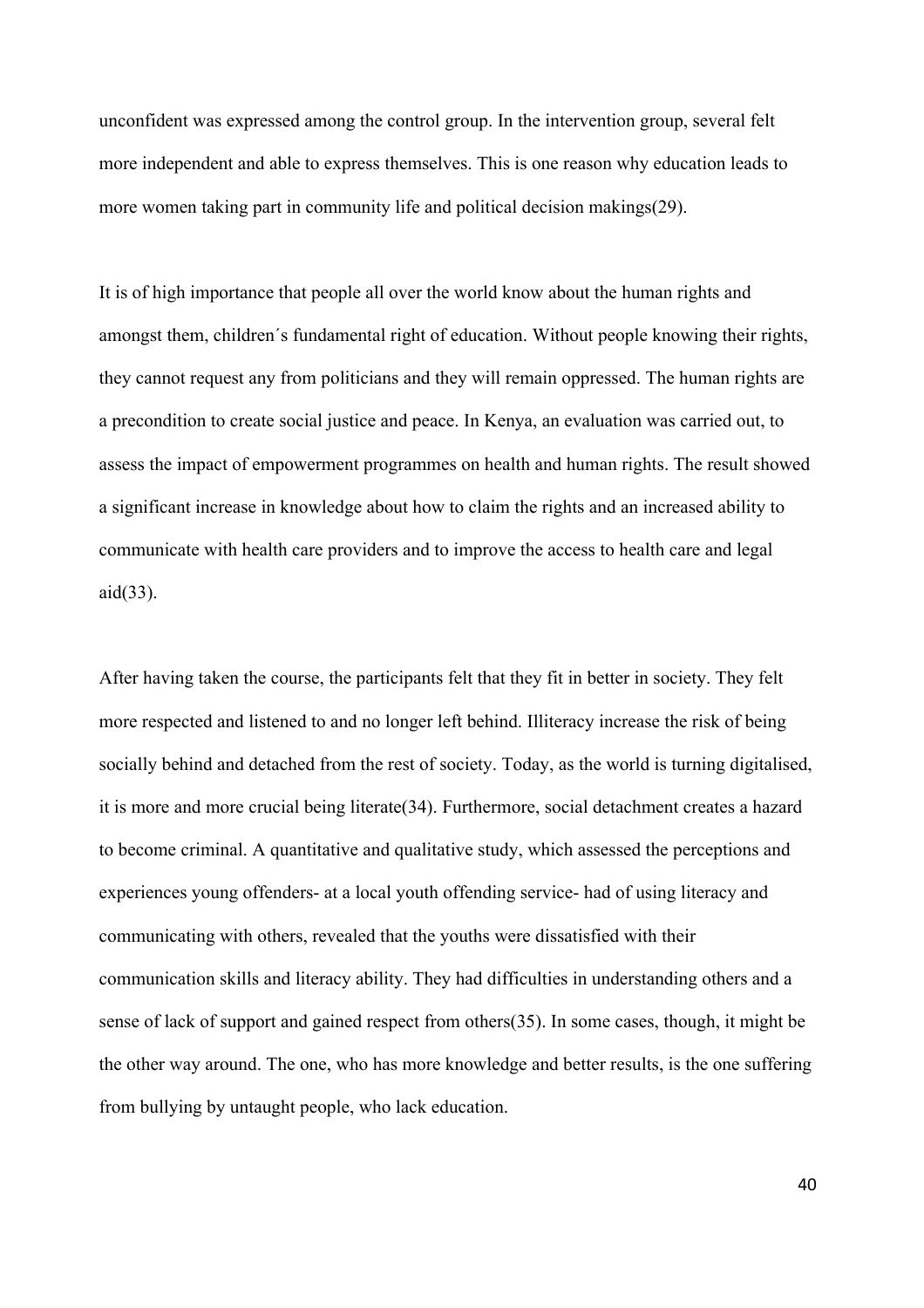unconfident was expressed among the control group. In the intervention group, several felt more independent and able to express themselves. This is one reason why education leads to more women taking part in community life and political decision makings(29).

It is of high importance that people all over the world know about the human rights and amongst them, children´s fundamental right of education. Without people knowing their rights, they cannot request any from politicians and they will remain oppressed. The human rights are a precondition to create social justice and peace. In Kenya, an evaluation was carried out, to assess the impact of empowerment programmes on health and human rights. The result showed a significant increase in knowledge about how to claim the rights and an increased ability to communicate with health care providers and to improve the access to health care and legal aid(33).

After having taken the course, the participants felt that they fit in better in society. They felt more respected and listened to and no longer left behind. Illiteracy increase the risk of being socially behind and detached from the rest of society. Today, as the world is turning digitalised, it is more and more crucial being literate(34). Furthermore, social detachment creates a hazard to become criminal. A quantitative and qualitative study, which assessed the perceptions and experiences young offenders- at a local youth offending service- had of using literacy and communicating with others, revealed that the youths were dissatisfied with their communication skills and literacy ability. They had difficulties in understanding others and a sense of lack of support and gained respect from others(35). In some cases, though, it might be the other way around. The one, who has more knowledge and better results, is the one suffering from bullying by untaught people, who lack education.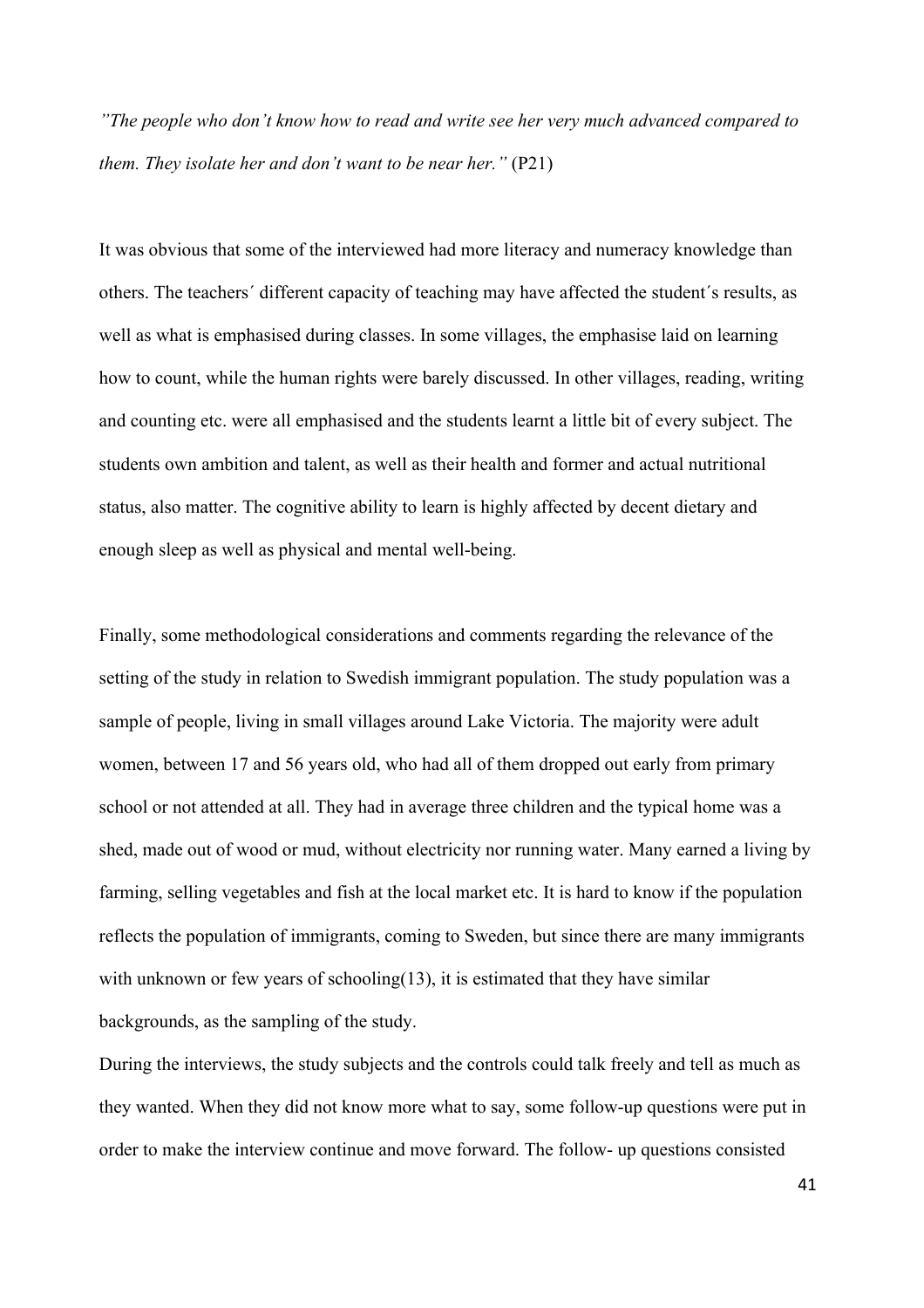*”The people who don’t know how to read and write see her very much advanced compared to them. They isolate her and don’t want to be near her.”* (P21)

It was obvious that some of the interviewed had more literacy and numeracy knowledge than others. The teachers´ different capacity of teaching may have affected the student´s results, as well as what is emphasised during classes. In some villages, the emphasise laid on learning how to count, while the human rights were barely discussed. In other villages, reading, writing and counting etc. were all emphasised and the students learnt a little bit of every subject. The students own ambition and talent, as well as their health and former and actual nutritional status, also matter. The cognitive ability to learn is highly affected by decent dietary and enough sleep as well as physical and mental well-being.

Finally, some methodological considerations and comments regarding the relevance of the setting of the study in relation to Swedish immigrant population. The study population was a sample of people, living in small villages around Lake Victoria. The majority were adult women, between 17 and 56 years old, who had all of them dropped out early from primary school or not attended at all. They had in average three children and the typical home was a shed, made out of wood or mud, without electricity nor running water. Many earned a living by farming, selling vegetables and fish at the local market etc. It is hard to know if the population reflects the population of immigrants, coming to Sweden, but since there are many immigrants with unknown or few years of schooling(13), it is estimated that they have similar backgrounds, as the sampling of the study.

During the interviews, the study subjects and the controls could talk freely and tell as much as they wanted. When they did not know more what to say, some follow-up questions were put in order to make the interview continue and move forward. The follow- up questions consisted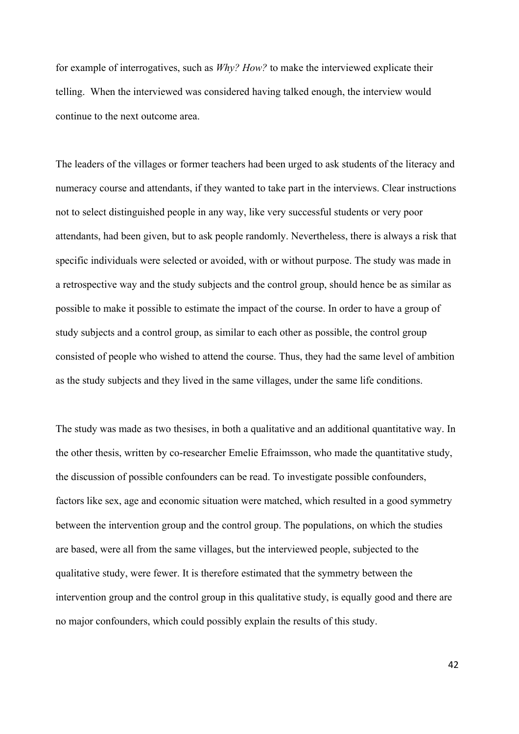for example of interrogatives, such as *Why? How?* to make the interviewed explicate their telling. When the interviewed was considered having talked enough, the interview would continue to the next outcome area.

The leaders of the villages or former teachers had been urged to ask students of the literacy and numeracy course and attendants, if they wanted to take part in the interviews. Clear instructions not to select distinguished people in any way, like very successful students or very poor attendants, had been given, but to ask people randomly. Nevertheless, there is always a risk that specific individuals were selected or avoided, with or without purpose. The study was made in a retrospective way and the study subjects and the control group, should hence be as similar as possible to make it possible to estimate the impact of the course. In order to have a group of study subjects and a control group, as similar to each other as possible, the control group consisted of people who wished to attend the course. Thus, they had the same level of ambition as the study subjects and they lived in the same villages, under the same life conditions.

The study was made as two thesises, in both a qualitative and an additional quantitative way. In the other thesis, written by co-researcher Emelie Efraimsson, who made the quantitative study, the discussion of possible confounders can be read. To investigate possible confounders, factors like sex, age and economic situation were matched, which resulted in a good symmetry between the intervention group and the control group. The populations, on which the studies are based, were all from the same villages, but the interviewed people, subjected to the qualitative study, were fewer. It is therefore estimated that the symmetry between the intervention group and the control group in this qualitative study, is equally good and there are no major confounders, which could possibly explain the results of this study.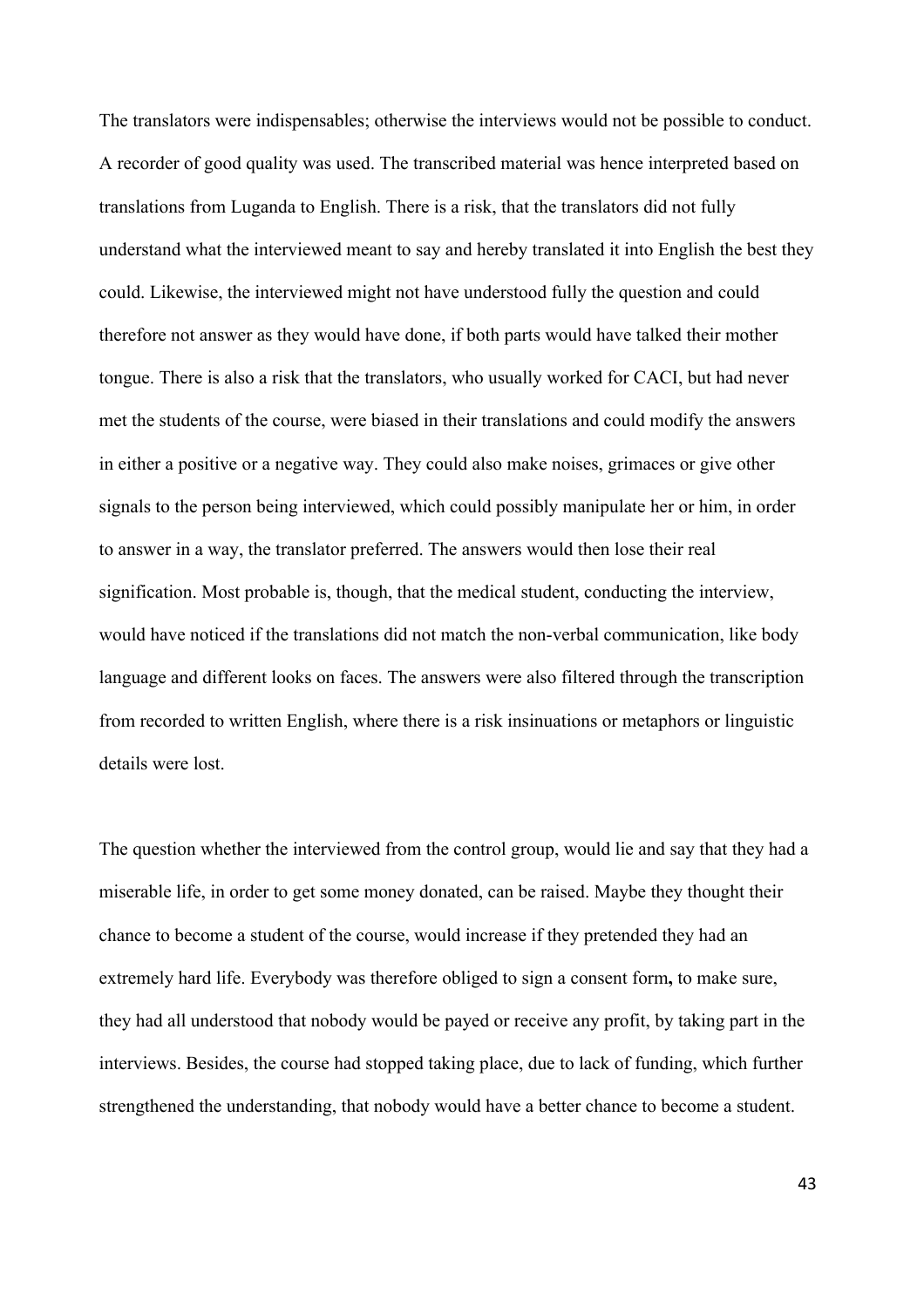The translators were indispensables; otherwise the interviews would not be possible to conduct. A recorder of good quality was used. The transcribed material was hence interpreted based on translations from Luganda to English. There is a risk, that the translators did not fully understand what the interviewed meant to say and hereby translated it into English the best they could. Likewise, the interviewed might not have understood fully the question and could therefore not answer as they would have done, if both parts would have talked their mother tongue. There is also a risk that the translators, who usually worked for CACI, but had never met the students of the course, were biased in their translations and could modify the answers in either a positive or a negative way. They could also make noises, grimaces or give other signals to the person being interviewed, which could possibly manipulate her or him, in order to answer in a way, the translator preferred. The answers would then lose their real signification. Most probable is, though, that the medical student, conducting the interview, would have noticed if the translations did not match the non-verbal communication, like body language and different looks on faces. The answers were also filtered through the transcription from recorded to written English, where there is a risk insinuations or metaphors or linguistic details were lost.

The question whether the interviewed from the control group, would lie and say that they had a miserable life, in order to get some money donated, can be raised. Maybe they thought their chance to become a student of the course, would increase if they pretended they had an extremely hard life. Everybody was therefore obliged to sign a consent form**,** to make sure, they had all understood that nobody would be payed or receive any profit, by taking part in the interviews. Besides, the course had stopped taking place, due to lack of funding, which further strengthened the understanding, that nobody would have a better chance to become a student.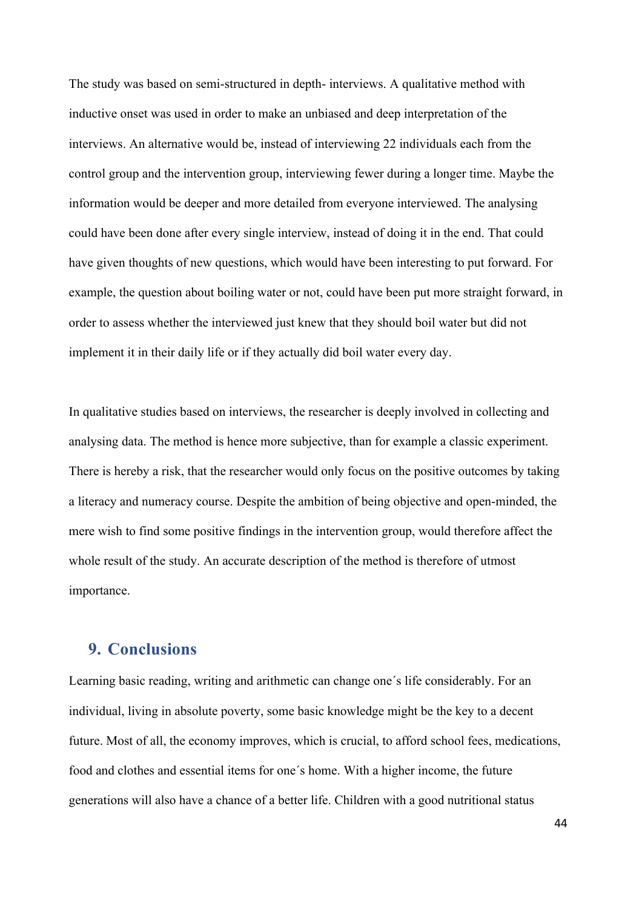The study was based on semi-structured in depth- interviews. A qualitative method with inductive onset was used in order to make an unbiased and deep interpretation of the interviews. An alternative would be, instead of interviewing 22 individuals each from the control group and the intervention group, interviewing fewer during a longer time. Maybe the information would be deeper and more detailed from everyone interviewed. The analysing could have been done after every single interview, instead of doing it in the end. That could have given thoughts of new questions, which would have been interesting to put forward. For example, the question about boiling water or not, could have been put more straight forward, in order to assess whether the interviewed just knew that they should boil water but did not implement it in their daily life or if they actually did boil water every day.

In qualitative studies based on interviews, the researcher is deeply involved in collecting and analysing data. The method is hence more subjective, than for example a classic experiment. There is hereby a risk, that the researcher would only focus on the positive outcomes by taking a literacy and numeracy course. Despite the ambition of being objective and open-minded, the mere wish to find some positive findings in the intervention group, would therefore affect the whole result of the study. An accurate description of the method is therefore of utmost importance.

## 9. Conclusions

Learning basic reading, writing and arithmetic can change one´s life considerably. For an individual, living in absolute poverty, some basic knowledge might be the key to a decent future. Most of all, the economy improves, which is crucial, to afford school fees, medications, food and clothes and essential items for one´s home. With a higher income, the future generations will also have a chance of a better life. Children with a good nutritional status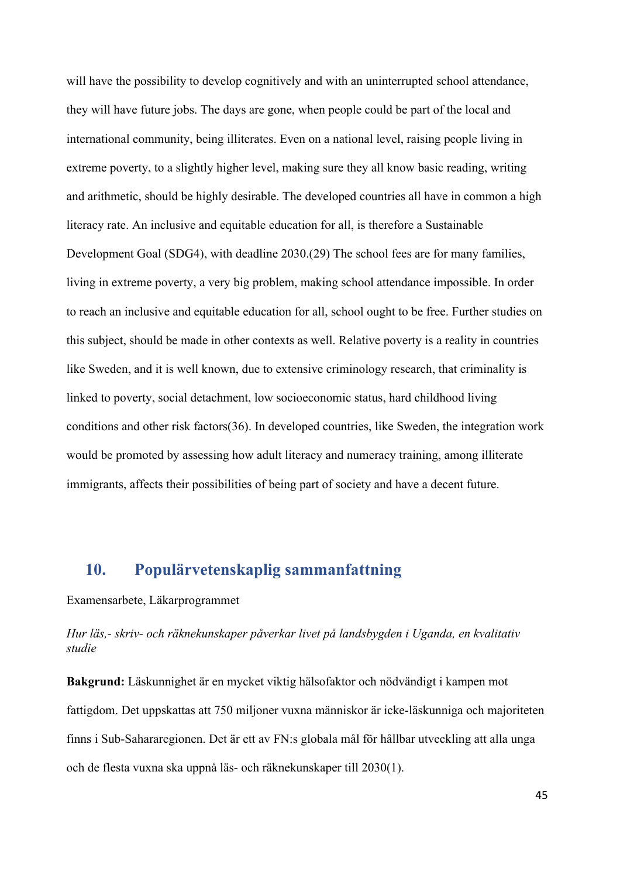will have the possibility to develop cognitively and with an uninterrupted school attendance, they will have future jobs. The days are gone, when people could be part of the local and international community, being illiterates. Even on a national level, raising people living in extreme poverty, to a slightly higher level, making sure they all know basic reading, writing and arithmetic, should be highly desirable. The developed countries all have in common a high literacy rate. An inclusive and equitable education for all, is therefore a Sustainable Development Goal (SDG4), with deadline 2030.(29) The school fees are for many families, living in extreme poverty, a very big problem, making school attendance impossible. In order to reach an inclusive and equitable education for all, school ought to be free. Further studies on this subject, should be made in other contexts as well. Relative poverty is a reality in countries like Sweden, and it is well known, due to extensive criminology research, that criminality is linked to poverty, social detachment, low socioeconomic status, hard childhood living conditions and other risk factors(36). In developed countries, like Sweden, the integration work would be promoted by assessing how adult literacy and numeracy training, among illiterate immigrants, affects their possibilities of being part of society and have a decent future.

## 10. Populärvetenskaplig sammanfattning

Examensarbete, Läkarprogrammet

*Hur läs,- skriv- och räknekunskaper påverkar livet på landsbygden i Uganda, en kvalitativ studie*

**Bakgrund:** Läskunnighet är en mycket viktig hälsofaktor och nödvändigt i kampen mot fattigdom. Det uppskattas att 750 miljoner vuxna människor är icke-läskunniga och majoriteten finns i Sub-System Sahararegionen. Det är ett av FN:s globala mål för hållbar utveckling att alla unga och de flesta vuxna ska uppnå läs- och räknekunskaper till 2030(1).

will have the possibility to develop cognitively and with an uninterrupted school attendance, they will have future jobs. The days are gone, when people could be part of the local and international community, being illiterates. Even on a national level, raising people living in extreme poverty, to a slightly higher level, making sure they all know basic reading, writing and arithmetic, should be highly desirable. The developed countries all have in common a high literacy rate. An inclusive and equitable education for all, is therefore a Sustainable Development Goal (SDG4), with deadline 2030.(29) The school fees are for many families, living in extreme poverty, a very big problem, making school attendance impossible. In order to reach an inclusive and equitable education for all, school ought to be free. Further studies on this subject, should be made in other contexts as well. Relative poverty is a reality in countries like Sweden, and it is well known, due to extensive criminology research, that criminality is linked to poverty, social detachment, low socioeconomic status, hard childhood living conditions and other risk factors(36). In developed countries, like Sweden, the integration work would be promoted by assessing how adult literacy and numeracy training, among illiterate immigrants, affects their possibilities of being part of society and have a decent future.

## 10. Populärvetenskaplig sammanfattning

Examensarbete, Läkarprogrammet

*Hur läs,- skriv- och räknekunskaper påverkar livet på landsbygden i Uganda, en kvalitativ studie*

**Bakgrund:** Läskunnighet är en mycket viktig hälsofaktor och nödvändigt i kampen mot fattigdom. Det uppskattas att 750 miljoner vuxna människor är icke-läskunniga och majoriteten finns i Sub-Sahararegionen. Det är ett av FN:s globala mål för hållbar utveckling att alla unga och de flesta vuxna ska uppnå läs- och räknekunskaper till 2030(1).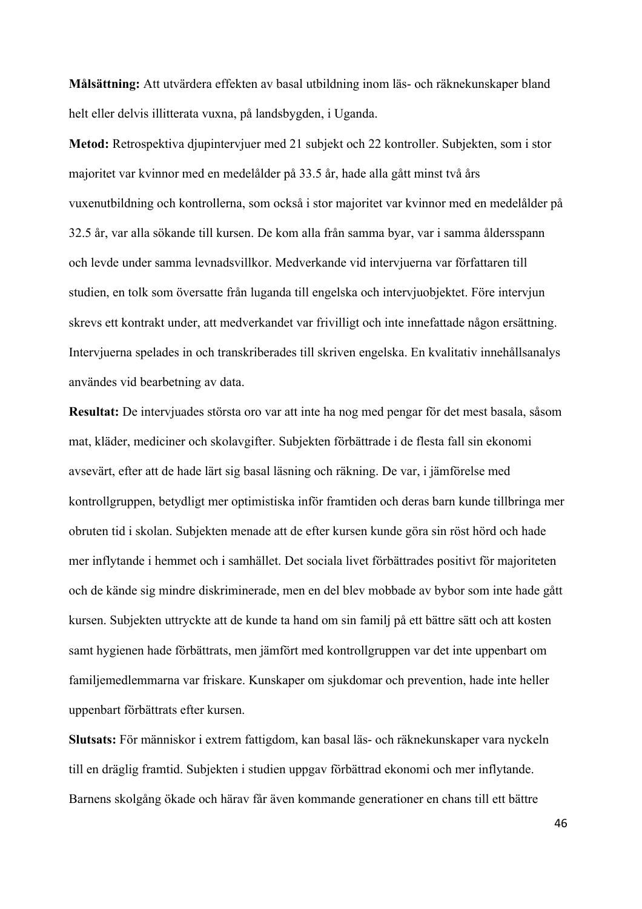**Målsättning:** Att utvärdera effekten av basal utbildning inom läs- och räknekunskaper bland helt eller delvis illitterata vuxna, på landsbygden, i Uganda.

**Metod:** Retrospektiva djupintervjuer med 21 subjekt och 22 kontroller. Subjekten, som i stor majoritet var kvinnor med en medelålder på 33.5 år, hade alla gått minst två års vuxenutbildning och kontrollerna, som också i stor majoritet var kvinnor med en medelålder på 32.5 år, var alla sökande till kursen. De kom alla från samma byar, var i samma åldersspann och levde under samma levnadsvillkor. Medverkande vid intervjuerna var författaren till studien, en tolk som översatte från luganda till engelska och intervjuobjektet. Före intervjun skrevs ett kontrakt under, att medverkandet var frivilligt och inte innefattade någon ersättning. Intervjuerna spelades in och transkriberades till skriven engelska. En kvalitativ innehållsanalys användes vid bearbetning av data.

**Resultat:** De intervjuades största oro var att inte ha nog med pengar för det mest basala, såsom mat, kläder, mediciner och skolavgifter. Subjekten förbättrade i de flesta fall sin ekonomi avsevärt, efter att de hade lärt sig basal läsning och räkning. De var, i jämförelse med kontrollgruppen, betydligt mer optimistiska inför framtiden och deras barn kunde tillbringa mer obruten tid i skolan. Subjekten menade att de efter kursen kunde göra sin röst hörd och hade mer inflytande i hemmet och i samhället. Det sociala livet förbättrades positivt för majoriteten och de kände sig mindre diskriminerade, men en del blev mobbade av bybor som inte hade gått kursen. Subjekten uttryckte att de kunde ta hand om sin familj på ett bättre sätt och att kosten samt hygienen hade förbättrats, men jämfört med kontrollgruppen var det inte uppenbart om familjemedlemmarna var friskare. Kunskaper om sjukdomar och prevention, hade inte heller uppenbart förbättrats efter kursen.

**Slutsats:** För människor i extrem fattigdom, kan basal läs- och räknekunskaper vara nyckeln till en dräglig framtid. Subjekten i studien uppgav förbättrad ekonomi och mer inflytande. Barnens skolgång ökade och härav får även kommande generationer en chans till ett bättre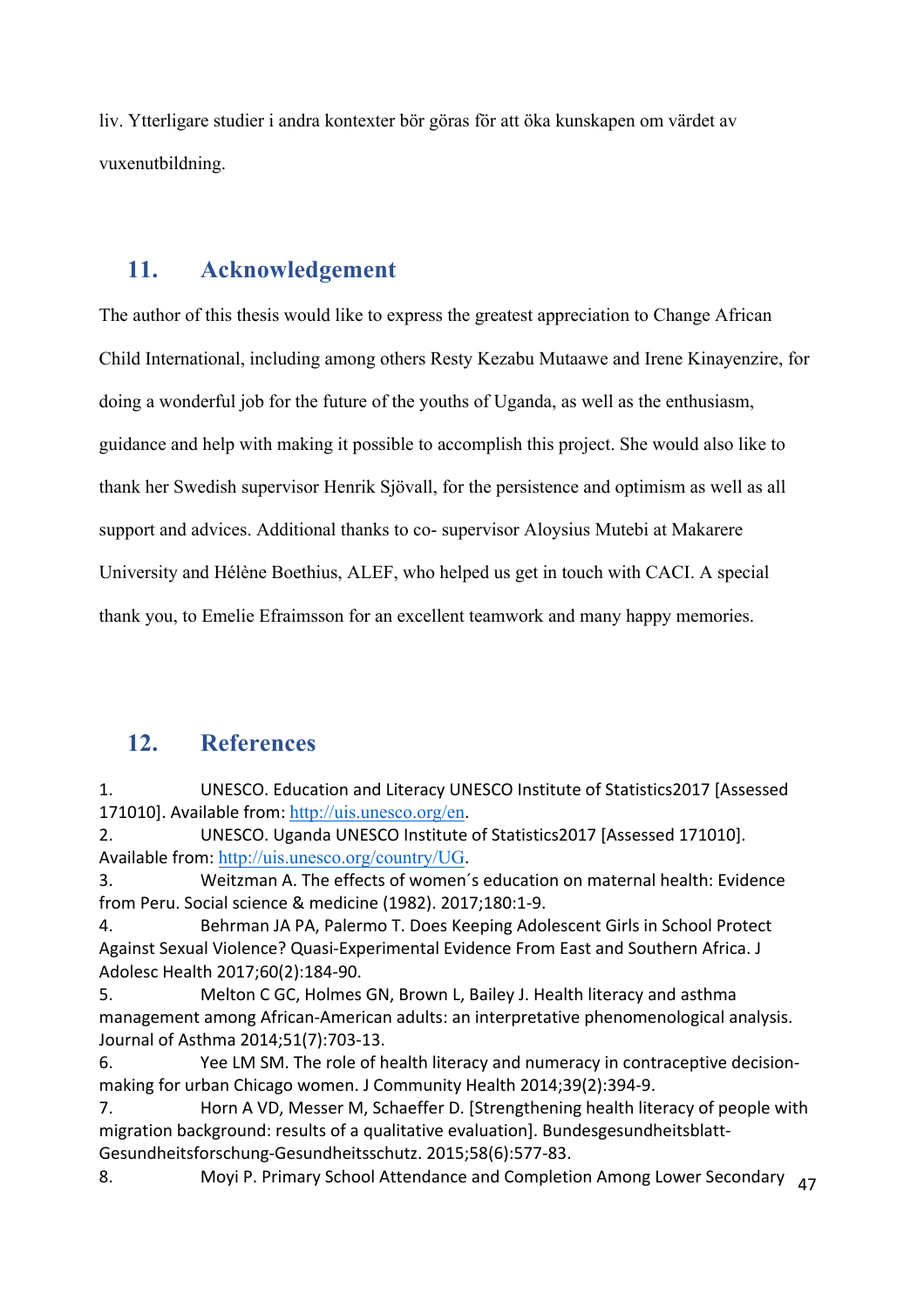liv. Ytterligare studier i andra kontexter bör göras för att öka kunskapen om värdet av vuxenutbildning.

## 11. Acknowledgement

The author of this thesis would like to express the greatest appreciation to Change African Child International, including among others Resty Kezabu Mutaawe and Irene Kinayenzire, for doing a wonderful job for the future of the youths of Uganda, as well as the enthusiasm, guidance and help with making it possible to accomplish this project. She would also like to thank her Swedish supervisor Henrik Sjövall, for the persistence and optimism as well as all support and advices. Additional thanks to co- supervisor Aloysius Mutebi at Makarere University and Hélène Boethius, ALEF, who helped us get in touch with CACI. A special thank you, to Emelie Efraimsson for an excellent teamwork and many happy memories.

## 12. References

1. UNESCO. Education and Literacy UNESCO Institute of Statistics2017 [Assessed 171010]. Available from: http://uis.unesco.org/en.
2. UNESCO. Uganda UNESCO Institute of Statistics2017 [Assessed 171010]. Available from: http://uis.unesco.org/country/UG.
3. Weitzman A. The effects of women´s education on maternal health: Evidence from Peru. Social science & medicine (1982). 2017;180:1-9.
4. Behrman JA PA, Palermo T. Does Keeping Adolescent Girls in School Protect Against Sexual Violence? Quasi-Experimental Evidence From East and Southern Africa. J Adolesc Health 2017;60(2):184-90.
5. Melton C GC, Holmes GN, Brown L, Bailey J. Health literacy and asthma management among African-American adults: an interpretative phenomenological analysis. Journal of Asthma 2014;51(7):703-13.
6. Yee LM SM. The role of health literacy and numeracy in contraceptive decision-making for urban Chicago women. J Community Health 2014;39(2):394-9.
7. Horn A VD, Messer M, Schaeffer D. [Strengthening health literacy of people with migration background: results of a qualitative evaluation]. Bundesgesundheitsblatt-Gesundheitsforschung-Gesundheitsschutz. 2015;58(6):577-83.
8. Moyi P. Primary School Attendance and Completion Among Lower Secondary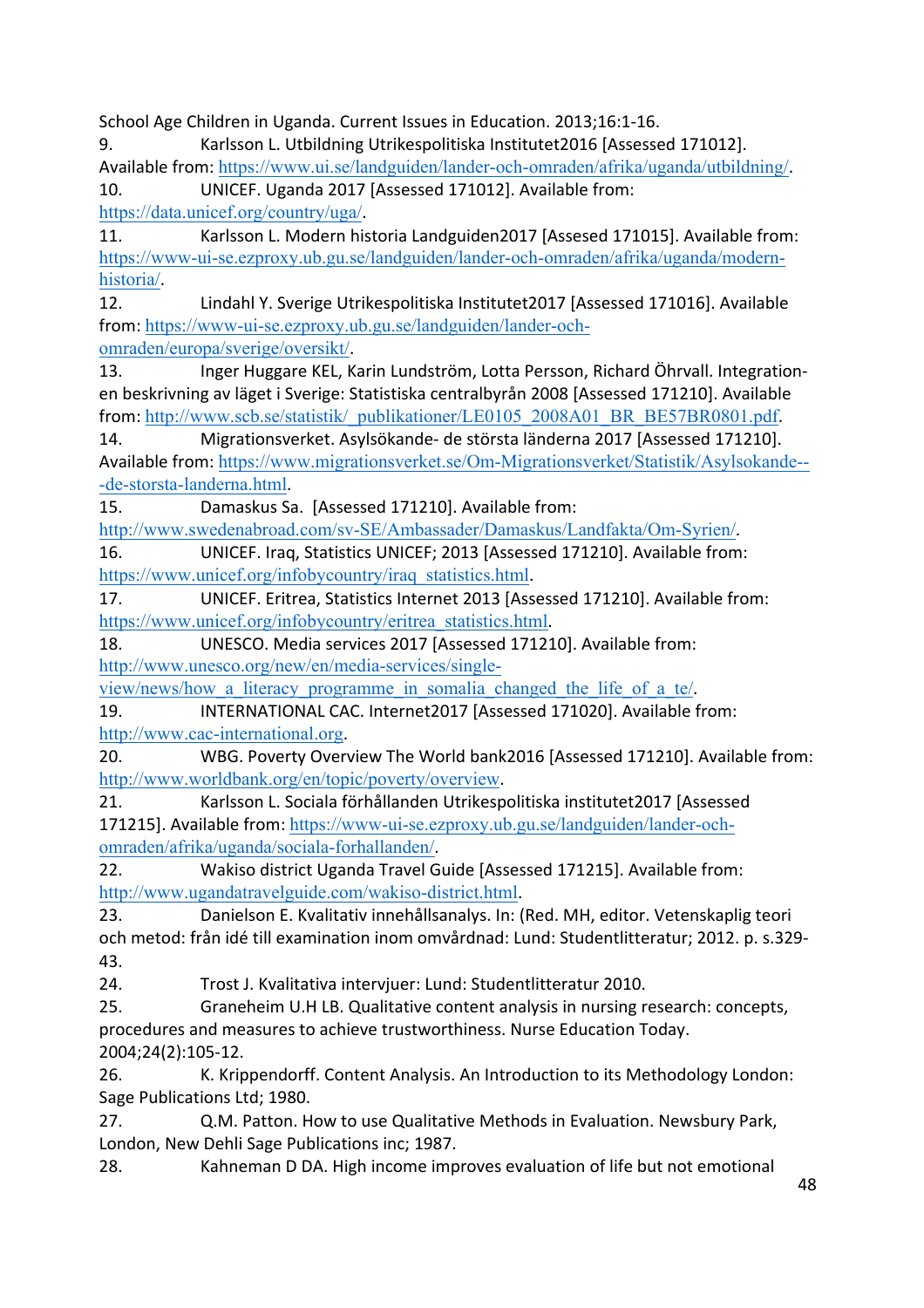School Age Children in Uganda. Current Issues in Education. 2013;16:1-16.

9. Karlsson L. Utbildning Utrikespolitiska Institutet2016 [Assessed 171012]. Available from: https://www.ui.se/landguiden/lander-och-omraden/afrika/uganda/utbildning/.

10. UNICEF. Uganda 2017 [Assessed 171012]. Available from: https://data.unicef.org/country/uga/.

11. Karlsson L. Modern historia Landguiden2017 [Assesed 171015]. Available from: https://www-ui-se.ezproxy.ub.gu.se/landguiden/lander-och-omraden/afrika/uganda/modern-historia/.

12. Lindahl Y. Sverige Utrikespolitiska Institutet2017 [Assessed 171016]. Available from: https://www-ui-se.ezproxy.ub.gu.se/landguiden/lander-och-omraden/europa/sverige/oversikt/.

13. Inger Huggare KEL, Karin Lundström, Lotta Persson, Richard Öhrvall. Integration-en beskrivning av läget i Sverige: Statistiska centralbyrån 2008 [Assessed 171210]. Available from: http://www.scb.se/statistik/_publikationer/LE0105_2008A01_BR_BE57BR0801.pdf.

14. Migrationsverket. Asylsökande- de största länderna 2017 [Assessed 171210]. Available from: https://www.migrationsverket.se/Om-Migrationsverket/Statistik/Asylsokande---de-storsta-landerna.html.

15. Damaskus Sa. [Assessed 171210]. Available from: http://www.swedenabroad.com/sv-SE/Ambassader/Damaskus/Landfakta/Om-Syrien/.

16. UNICEF. Iraq, Statistics UNICEF; 2013 [Assessed 171210]. Available from: https://www.unicef.org/infobycountry/iraq_statistics.html.

17. UNICEF. Eritrea, Statistics Internet 2013 [Assessed 171210]. Available from: https://www.unicef.org/infobycountry/eritrea_statistics.html.

18. UNESCO. Media services 2017 [Assessed 171210]. Available from: http://www.unesco.org/new/en/media-services/single-view/news/how_a_literacy_programme_in_somalia_changed_the_life_of_a_te/.

19. INTERNATIONAL CAC. Internet2017 [Assessed 171020]. Available from: http://www.cac-international.org.

20. WBG. Poverty Overview The World bank2016 [Assessed 171210]. Available from: http://www.worldbank.org/en/topic/poverty/overview.

21. Karlsson L. Sociala förhållanden Utrikespolitiska institutet2017 [Assessed 171215]. Available from: https://www-ui-se.ezproxy.ub.gu.se/landguiden/lander-och-omraden/afrika/uganda/sociala-forhallanden/.

22. Wakiso district Uganda Travel Guide [Assessed 171215]. Available from: http://www.ugandatravelguide.com/wakiso-district.html.

23. Danielson E. Kvalitativ innehållsanalys. In: (Red. MH, editor. Vetenskaplig teori och metod: från idé till examination inom omvårdnad: Lund: Studentlitteratur; 2012. p. s.329-43.

24. Trost J. Kvalitativa intervjuer: Lund: Studentlitteratur 2010.

25. Graneheim U.H LB. Qualitative content analysis in nursing research: concepts, procedures and measures to achieve trustworthiness. Nurse Education Today. 2004;24(2):105-12.

26. K. Krippendorff. Content Analysis. An Introduction to its Methodology London: Sage Publications Ltd; 1980.

27. Q.M. Patton. How to use Qualitative Methods in Evaluation. Newsbury Park, London, New Dehli Sage Publications inc; 1987.

28. Kahneman D DA. High income improves evaluation of life but not emotional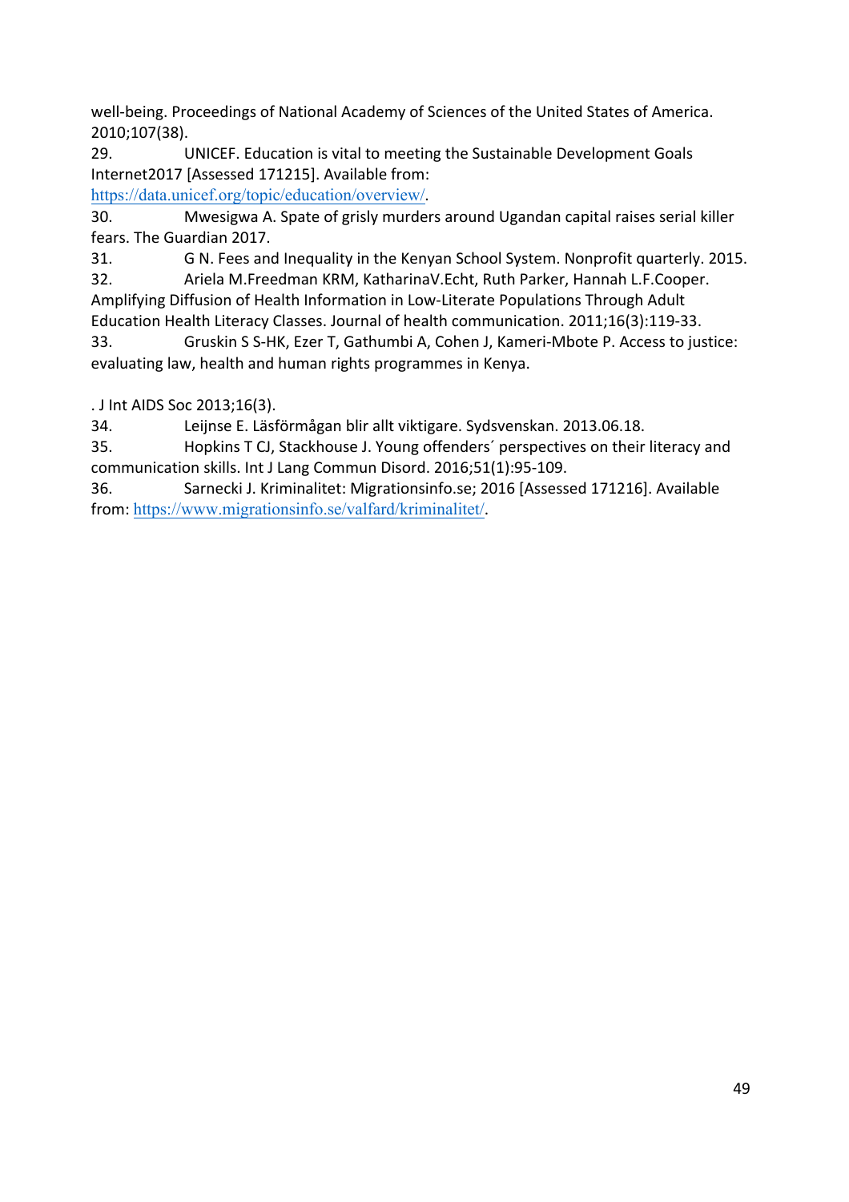well-being. Proceedings of National Academy of Sciences of the United States of America. 2010;107(38).

29. UNICEF. Education is vital to meeting the Sustainable Development Goals Internet2017 [Assessed 171215]. Available from: https://data.unicef.org/topic/education/overview/.

30. Mwesigwa A. Spate of grisly murders around Ugandan capital raises serial killer fears. The Guardian 2017.

31. G N. Fees and Inequality in the Kenyan School System. Nonprofit quarterly. 2015.

32. Ariela M.Freedman KRM, KatharinaV.Echt, Ruth Parker, Hannah L.F.Cooper. Amplifying Diffusion of Health Information in Low-Literate Populations Through Adult Education Health Literacy Classes. Journal of health communication. 2011;16(3):119-33.

33. Gruskin S S-HK, Ezer T, Gathumbi A, Cohen J, Kameri-Mbote P. Access to justice: evaluating law, health and human rights programmes in Kenya.

. J Int AIDS Soc 2013;16(3).

34. Leijnse E. Läsförmågan blir allt viktigare. Sydsvenskan. 2013.06.18.

35. Hopkins T CJ, Stackhouse J. Young offenders´ perspectives on their literacy and communication skills. Int J Lang Commun Disord. 2016;51(1):95-109.

36. Sarnecki J. Kriminalitet: Migrationsinfo.se; 2016 [Assessed 171216]. Available from: https://www.migrationsinfo.se/valfard/kriminalitet/.